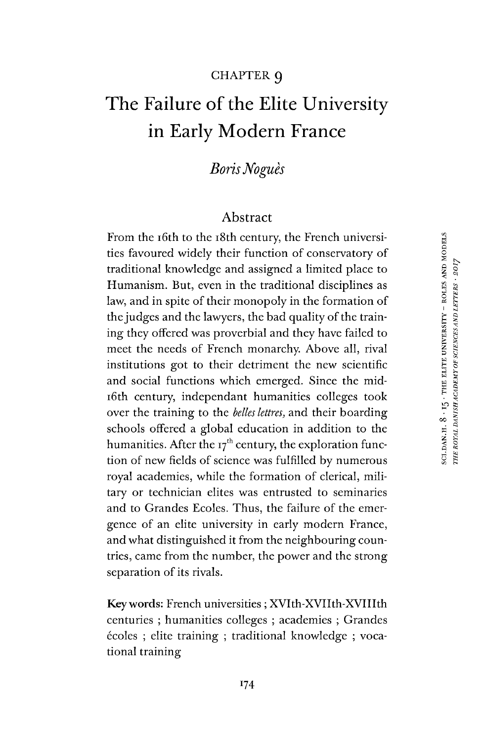CHAPTER 9

# The Failure of the Elite University in Early Modern France

*Boris Noguès*

## Abstract

From the 16th to the 18th century, the French universities favoured widely their function of conservatory of traditional knowledge and assigned a limited place to Humanism. But, even in the traditional disciplines as law, and in spite of their monopoly in the formation of the judges and the lawyers, the bad quality of the training they offered was proverbial and they have failed to meet the needs of French monarchy. Above all, rival institutions got to their detriment the new scientific and social functions which emerged. Since the mid-16th century, independant humanities colleges took over the training to the *belles lettres,* and their boarding schools offered a global education in addition to the humanities. After the 17th century, the exploration function of new fields of science was fulfilled by numerous royal academies, while the formation of clerical, military or technician elites was entrusted to seminaries and to Grandes Ecoles. Thus, the failure of the emergence of an elite university in early modern France, and what distinguished it from the neighbouring countries, came from the number, the power and the strong separation of its rivals.

**Key words:** French universities ; XVIth-XVIIth-XVIIIth centuries ; humanities colleges ; academies ; Grandes écoles ; elite training ; traditional knowledge ; vocational training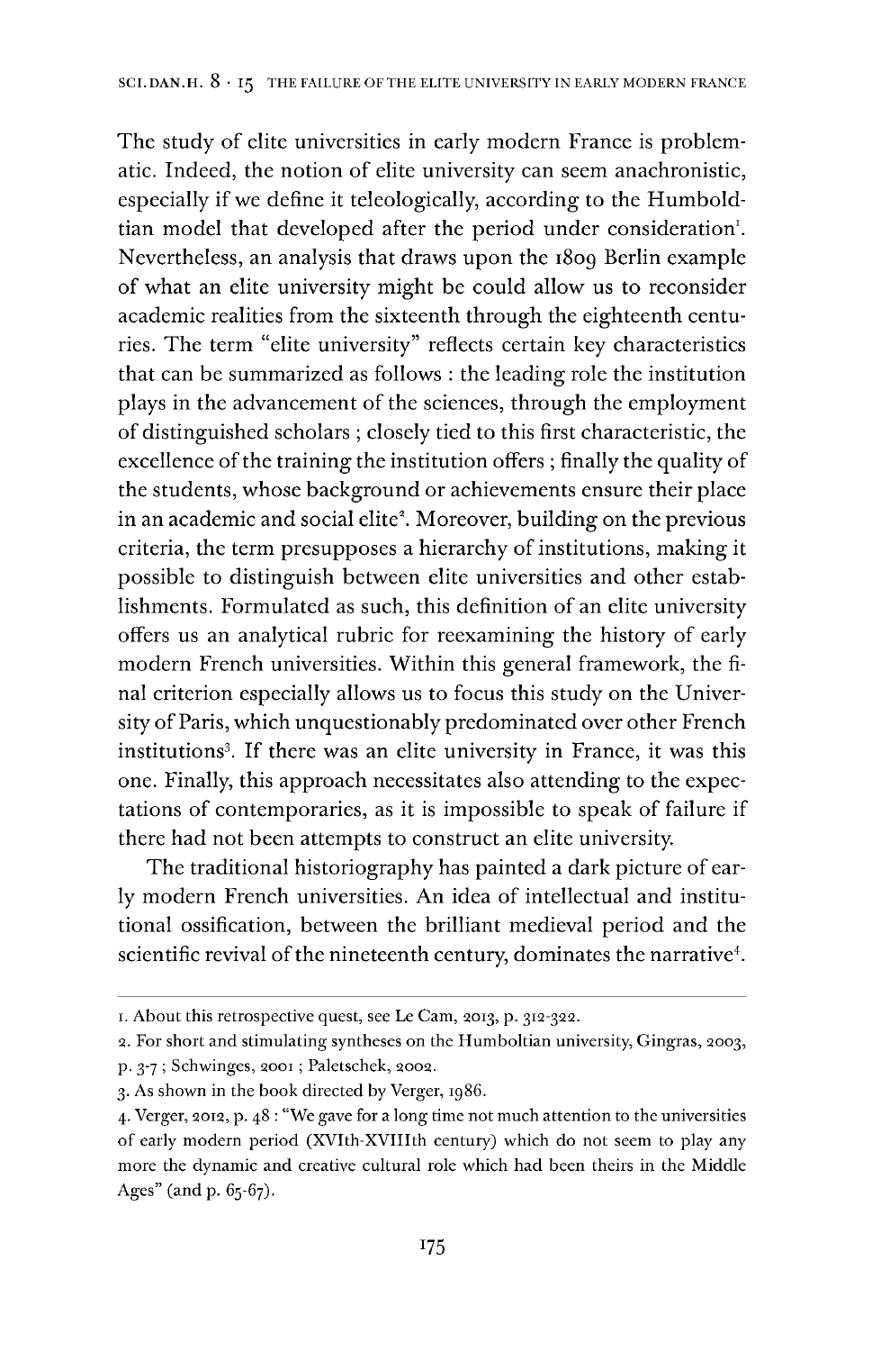The study of elite universities in early modern France is problematic. Indeed, the notion of elite university can seem anachronistic, especially if we define it teleologically, according to the Humboldtian model that developed after the period under consideration[1]. Nevertheless, an analysis that draws upon the 1809 Berlin example of what an elite university might be could allow us to reconsider academic realities from the sixteenth through the eighteenth centuries. The term "elite university" reflects certain key characteristics that can be summarized as follows : the leading role the institution plays in the advancement of the sciences, through the employment of distinguished scholars ; closely tied to this first characteristic, the excellence of the training the institution offers ; finally the quality of the students, whose background or achievements ensure their place in an academic and social elite[2]. Moreover, building on the previous criteria, the term presupposes a hierarchy of institutions, making it possible to distinguish between elite universities and other establishments. Formulated as such, this definition of an elite university offers us an analytical rubric for reexamining the history of early modern French universities. Within this general framework, the final criterion especially allows us to focus this study on the University of Paris, which unquestionably predominated over other French institutions[3]. If there was an elite university in France, it was this one. Finally, this approach necessitates also attending to the expectations of contemporaries, as it is impossible to speak of failure if there had not been attempts to construct an elite university.

The traditional historiography has painted a dark picture of early modern French universities. An idea of intellectual and institutional ossification, between the brilliant medieval period and the scientific revival of the nineteenth century, dominates the narrative[4].

---

1. About this retrospective quest, see Le Cam, 2013, p. 312-322.
2. For short and stimulating syntheses on the Humboltian university, Gingras, 2003, p. 3-7 ; Schwinges, 2001 ; Paletschek, 2002.
3. As shown in the book directed by Verger, 1986.
4. Verger, 2012, p. 48 : "We gave for a long time not much attention to the universities of early modern period (XVIth-XVIIIth century) which do not seem to play any more the dynamic and creative cultural role which had been theirs in the Middle Ages" (and p. 65-67).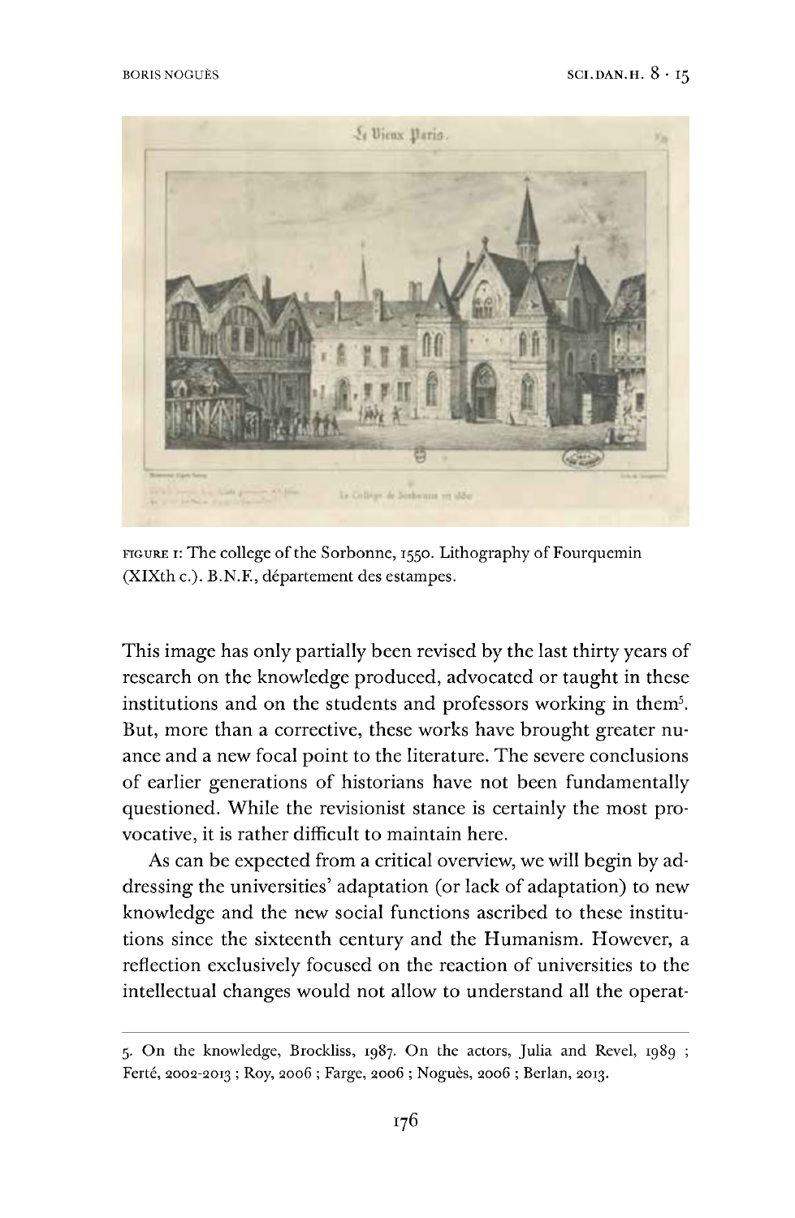FIGURE 1: The college of the Sorbonne, 1550. Lithography of Fourquemin (XIXth c.). B.N.F., département des estampes.

This image has only partially been revised by the last thirty years of research on the knowledge produced, advocated or taught in these institutions and on the students and professors working in them[5]. But, more than a corrective, these works have brought greater nuance and a new focal point to the literature. The severe conclusions of earlier generations of historians have not been fundamentally questioned. While the revisionist stance is certainly the most provocative, it is rather difficult to maintain here.

As can be expected from a critical overview, we will begin by addressing the universities' adaptation (or lack of adaptation) to new knowledge and the new social functions ascribed to these institutions since the sixteenth century and the Humanism. However, a reflection exclusively focused on the reaction of universities to the intellectual changes would not allow to understand all the operat-

5. On the knowledge, Brockliss, 1987. On the actors, Julia and Revel, 1989 ; Ferté, 2002-2013 ; Roy, 2006 ; Farge, 2006 ; Noguès, 2006 ; Berlan, 2013.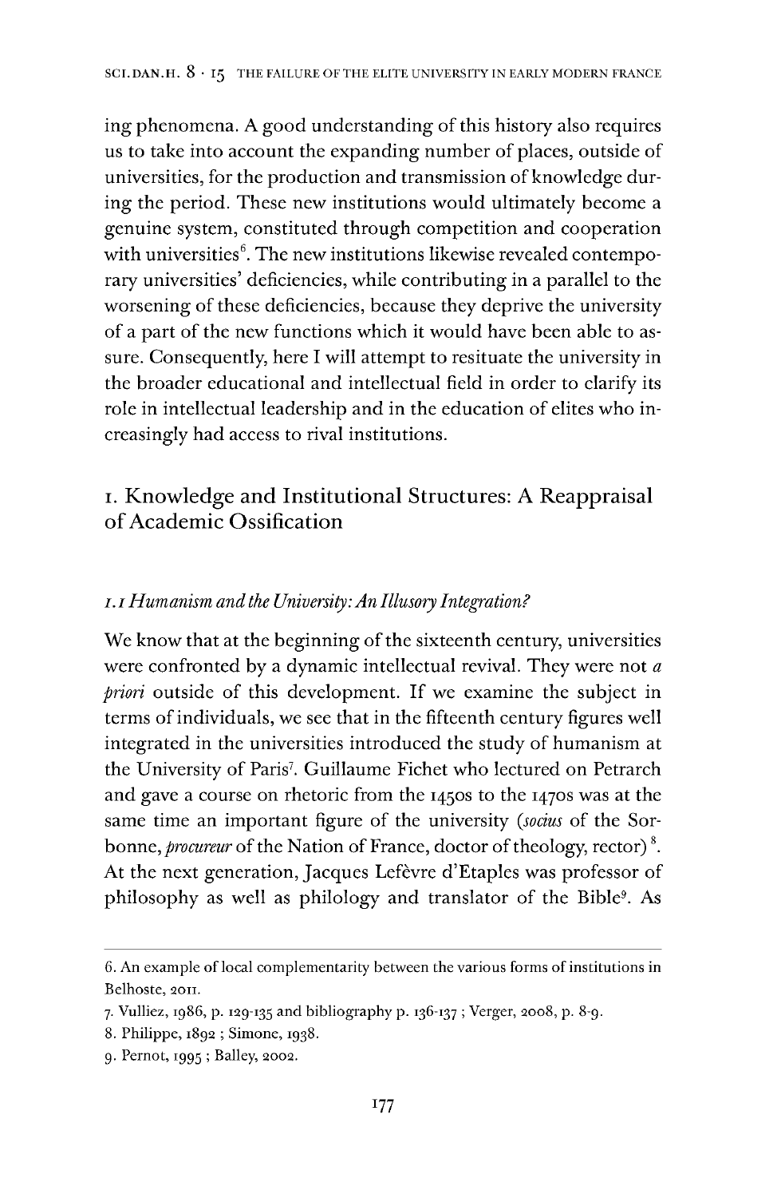ing phenomena. A good understanding of this history also requires us to take into account the expanding number of places, outside of universities, for the production and transmission of knowledge during the period. These new institutions would ultimately become a genuine system, constituted through competition and cooperation with universities[6]. The new institutions likewise revealed contemporary universities' deficiencies, while contributing in a parallel to the worsening of these deficiencies, because they deprive the university of a part of the new functions which it would have been able to assure. Consequently, here I will attempt to resituate the university in the broader educational and intellectual field in order to clarify its role in intellectual leadership and in the education of elites who increasingly had access to rival institutions.

## 1. Knowledge and Institutional Structures: A Reappraisal of Academic Ossification

### *1.1 Humanism and the University: An Illusory Integration?*

We know that at the beginning of the sixteenth century, universities were confronted by a dynamic intellectual revival. They were not *a priori* outside of this development. If we examine the subject in terms of individuals, we see that in the fifteenth century figures well integrated in the universities introduced the study of humanism at the University of Paris[7]. Guillaume Fichet who lectured on Petrarch and gave a course on rhetoric from the 1450s to the 1470s was at the same time an important figure of the university (*socius* of the Sorbonne, *procureur* of the Nation of France, doctor of theology, rector)[8]. At the next generation, Jacques Lefèvre d'Etaples was professor of philosophy as well as philology and translator of the Bible[9]. As

6. An example of local complementarity between the various forms of institutions in Belhoste, 2011.

7. Vulliez, 1986, p. 129-135 and bibliography p. 136-137 ; Verger, 2008, p. 8-9.

8. Philippe, 1892 ; Simone, 1938.

9. Pernot, 1995 ; Balley, 2002.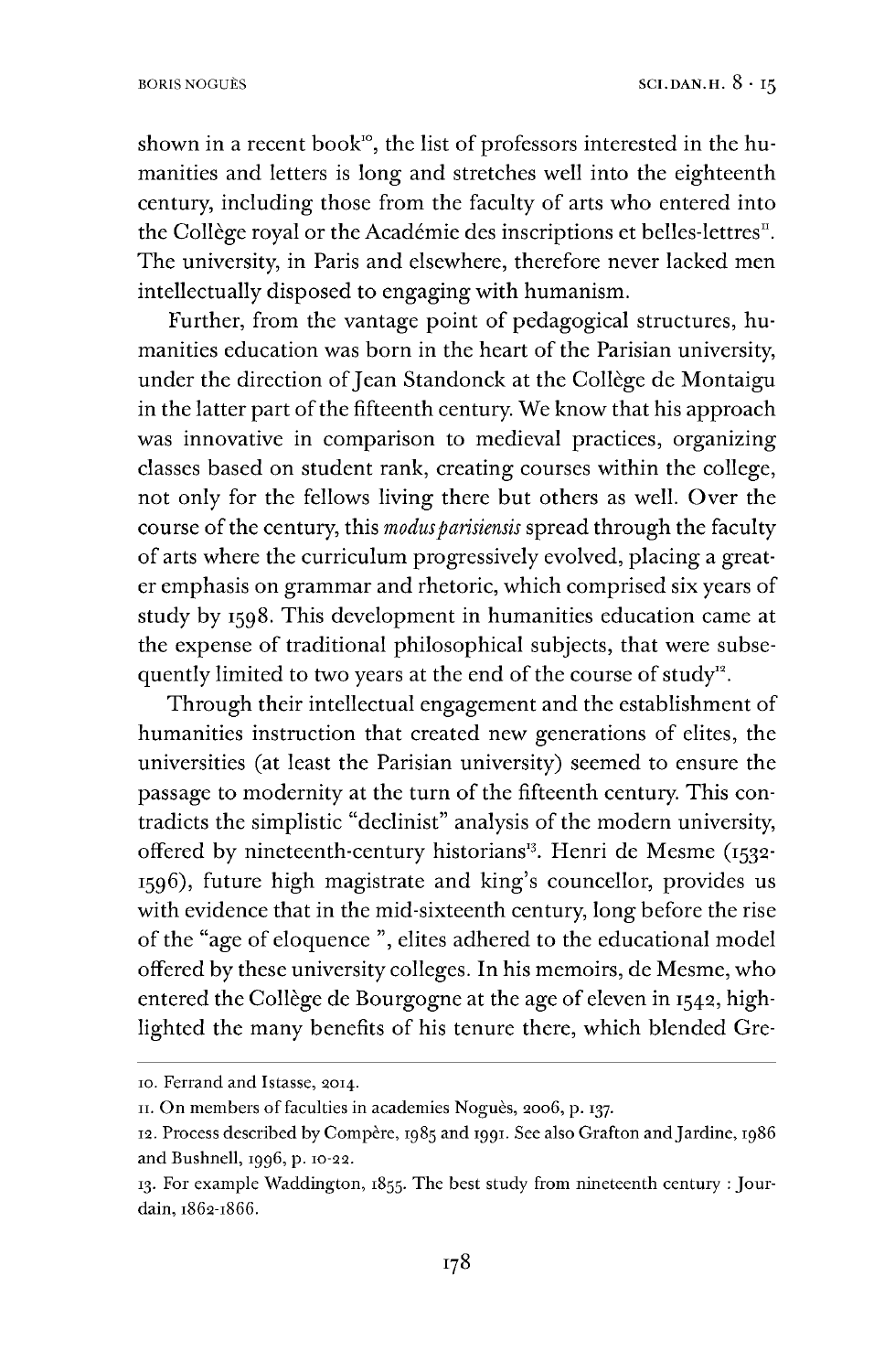shown in a recent book[10], the list of professors interested in the humanities and letters is long and stretches well into the eighteenth century, including those from the faculty of arts who entered into the Collège royal or the Académie des inscriptions et belles-lettres[11]. The university, in Paris and elsewhere, therefore never lacked men intellectually disposed to engaging with humanism.

Further, from the vantage point of pedagogical structures, humanities education was born in the heart of the Parisian university, under the direction of Jean Standonck at the Collège de Montaigu in the latter part of the fifteenth century. We know that his approach was innovative in comparison to medieval practices, organizing classes based on student rank, creating courses within the college, not only for the fellows living there but others as well. Over the course of the century, this *modus parisiensis* spread through the faculty of arts where the curriculum progressively evolved, placing a greater emphasis on grammar and rhetoric, which comprised six years of study by 1598. This development in humanities education came at the expense of traditional philosophical subjects, that were subsequently limited to two years at the end of the course of study[12].

Through their intellectual engagement and the establishment of humanities instruction that created new generations of elites, the universities (at least the Parisian university) seemed to ensure the passage to modernity at the turn of the fifteenth century. This contradicts the simplistic "declinist" analysis of the modern university, offered by nineteenth-century historians[13]. Henri de Mesme (1532-1596), future high magistrate and king's councellor, provides us with evidence that in the mid-sixteenth century, long before the rise of the "age of eloquence ", elites adhered to the educational model offered by these university colleges. In his memoirs, de Mesme, who entered the Collège de Bourgogne at the age of eleven in 1542, highlighted the many benefits of his tenure there, which blended Gre-

---

10. Ferrand and Istasse, 2014.

11. On members of faculties in academies Noguès, 2006, p. 137.

12. Process described by Compère, 1985 and 1991. See also Grafton and Jardine, 1986 and Bushnell, 1996, p. 10-22.

13. For example Waddington, 1855. The best study from nineteenth century : Jourdain, 1862-1866.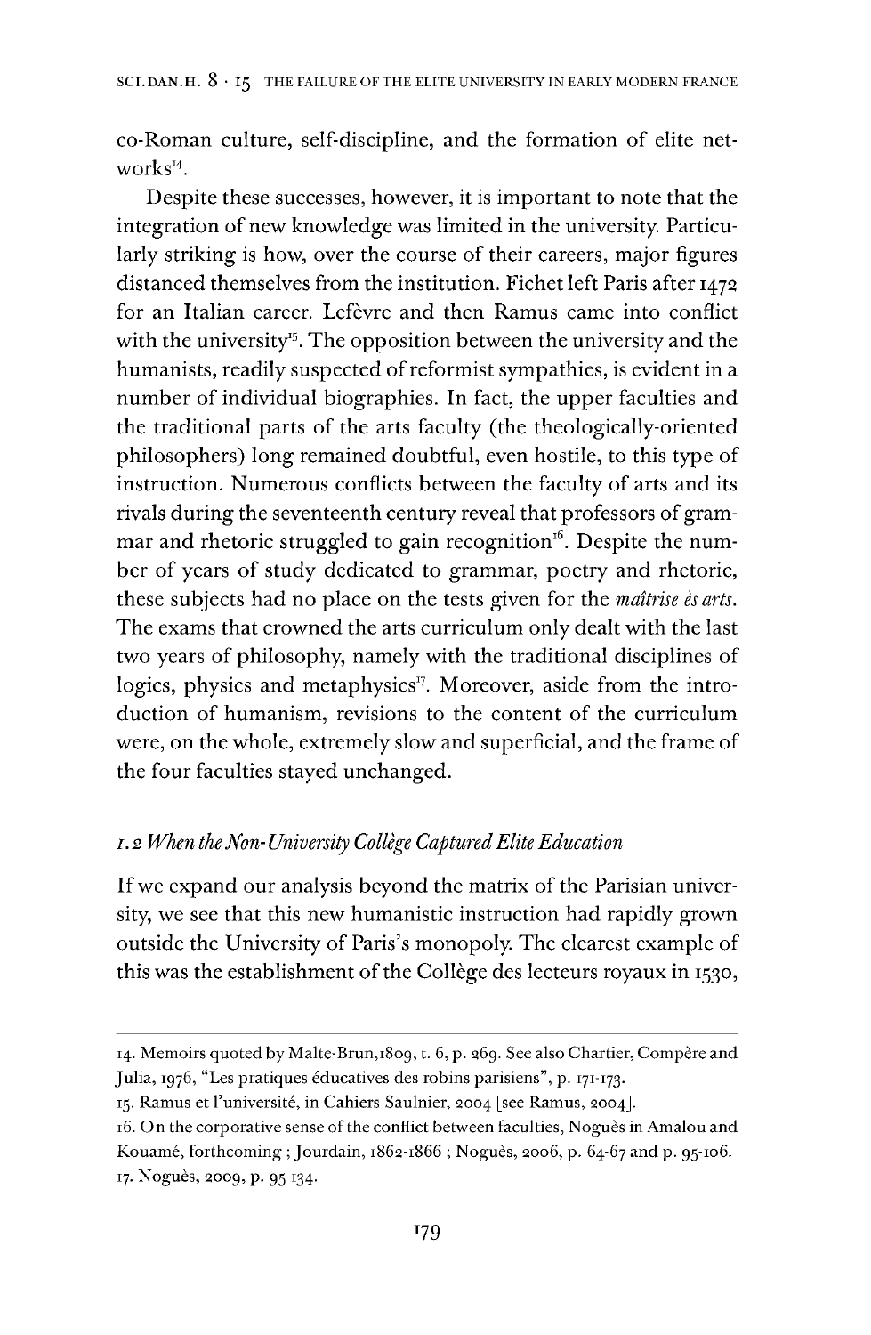co-Roman culture, self-discipline, and the formation of elite networks[14].

Despite these successes, however, it is important to note that the integration of new knowledge was limited in the university. Particularly striking is how, over the course of their careers, major figures distanced themselves from the institution. Fichet left Paris after 1472 for an Italian career. Lefèvre and then Ramus came into conflict with the university[15]. The opposition between the university and the humanists, readily suspected of reformist sympathies, is evident in a number of individual biographies. In fact, the upper faculties and the traditional parts of the arts faculty (the theologically-oriented philosophers) long remained doubtful, even hostile, to this type of instruction. Numerous conflicts between the faculty of arts and its rivals during the seventeenth century reveal that professors of grammar and rhetoric struggled to gain recognition[16]. Despite the number of years of study dedicated to grammar, poetry and rhetoric, these subjects had no place on the tests given for the *maîtrise ès arts*. The exams that crowned the arts curriculum only dealt with the last two years of philosophy, namely with the traditional disciplines of logics, physics and metaphysics[17]. Moreover, aside from the introduction of humanism, revisions to the content of the curriculum were, on the whole, extremely slow and superficial, and the frame of the four faculties stayed unchanged.

### *1.2 When the Non-University Collège Captured Elite Education*

If we expand our analysis beyond the matrix of the Parisian university, we see that this new humanistic instruction had rapidly grown outside the University of Paris's monopoly. The clearest example of this was the establishment of the Collège des lecteurs royaux in 1530,

---

14. Memoirs quoted by Malte-Brun, 1809, t. 6, p. 269. See also Chartier, Compère and Julia, 1976, "Les pratiques éducatives des robins parisiens", p. 171-173.

15. Ramus et l'université, in Cahiers Saulnier, 2004 [see Ramus, 2004].

16. On the corporative sense of the conflict between faculties, Noguès in Amalou and Kouamé, forthcoming ; Jourdain, 1862-1866 ; Noguès, 2006, p. 64-67 and p. 95-106.

17. Noguès, 2009, p. 95-134.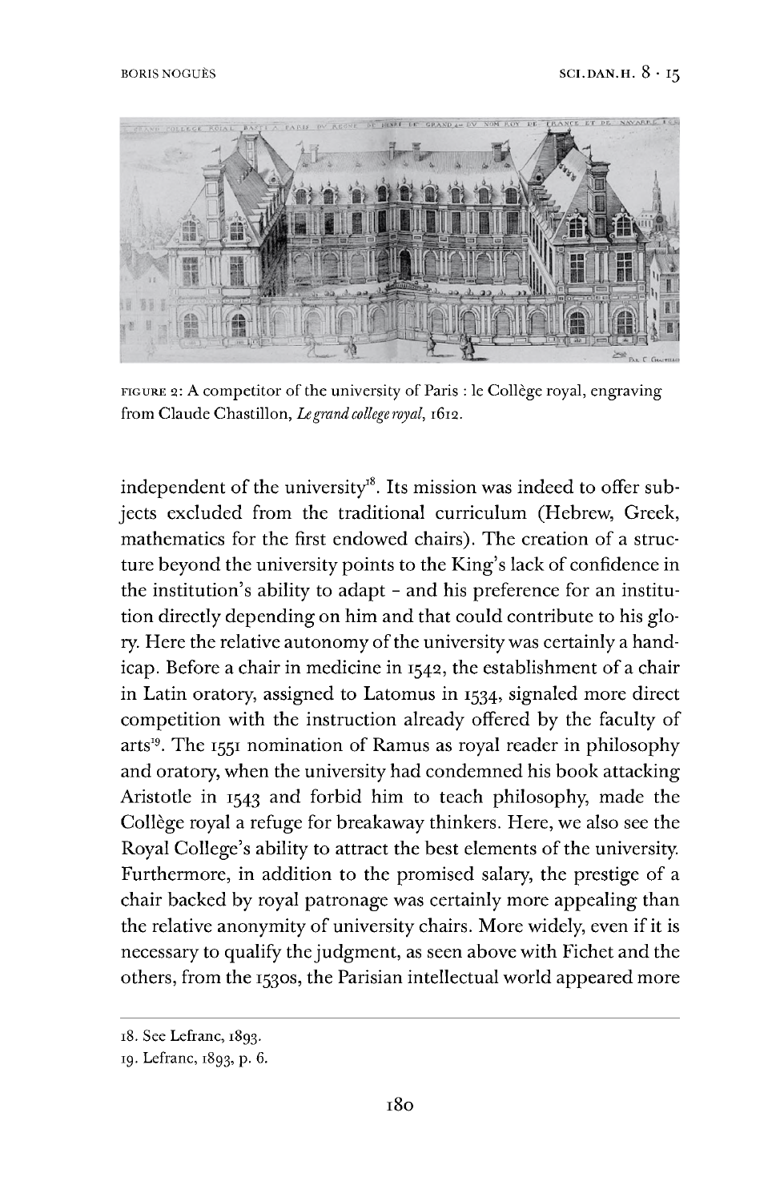FIGURE 2: A competitor of the university of Paris : le Collège royal, engraving from Claude Chastillon, *Le grand college royal*, 1612.

independent of the university[18]. Its mission was indeed to offer subjects excluded from the traditional curriculum (Hebrew, Greek, mathematics for the first endowed chairs). The creation of a structure beyond the university points to the King's lack of confidence in the institution's ability to adapt – and his preference for an institution directly depending on him and that could contribute to his glory. Here the relative autonomy of the university was certainly a handicap. Before a chair in medicine in 1542, the establishment of a chair in Latin oratory, assigned to Latomus in 1534, signaled more direct competition with the instruction already offered by the faculty of arts[19]. The 1551 nomination of Ramus as royal reader in philosophy and oratory, when the university had condemned his book attacking Aristotle in 1543 and forbid him to teach philosophy, made the Collège royal a refuge for breakaway thinkers. Here, we also see the Royal College's ability to attract the best elements of the university. Furthermore, in addition to the promised salary, the prestige of a chair backed by royal patronage was certainly more appealing than the relative anonymity of university chairs. More widely, even if it is necessary to qualify the judgment, as seen above with Fichet and the others, from the 1530s, the Parisian intellectual world appeared more

18. See Lefranc, 1893.

19. Lefranc, 1893, p. 6.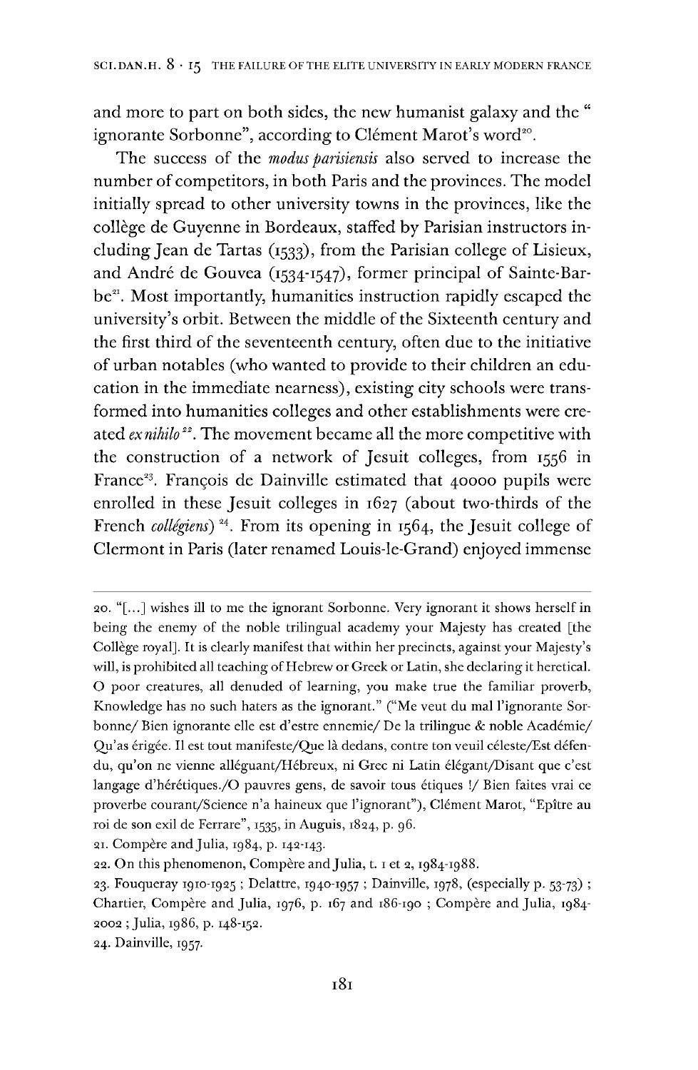and more to part on both sides, the new humanist galaxy and the " ignorante Sorbonne", according to Clément Marot's word[20].

The success of the *modus parisiensis* also served to increase the number of competitors, in both Paris and the provinces. The model initially spread to other university towns in the provinces, like the collège de Guyenne in Bordeaux, staffed by Parisian instructors including Jean de Tartas (1533), from the Parisian college of Lisieux, and André de Gouvea (1534-1547), former principal of Sainte-Barbe[21]. Most importantly, humanities instruction rapidly escaped the university's orbit. Between the middle of the Sixteenth century and the first third of the seventeenth century, often due to the initiative of urban notables (who wanted to provide to their children an education in the immediate nearness), existing city schools were transformed into humanities colleges and other establishments were created *ex nihilo*[22]. The movement became all the more competitive with the construction of a network of Jesuit colleges, from 1556 in France[23]. François de Dainville estimated that 40000 pupils were enrolled in these Jesuit colleges in 1627 (about two-thirds of the French *collégiens*)[24]. From its opening in 1564, the Jesuit college of Clermont in Paris (later renamed Louis-le-Grand) enjoyed immense

---

20. "[...] wishes ill to me the ignorant Sorbonne. Very ignorant it shows herself in being the enemy of the noble trilingual academy your Majesty has created [the Collège royal]. It is clearly manifest that within her precincts, against your Majesty's will, is prohibited all teaching of Hebrew or Greek or Latin, she declaring it heretical. O poor creatures, all denuded of learning, you make true the familiar proverb, Knowledge has no such haters as the ignorant." ("Me veut du mal l'ignorante Sorbonne/ Bien ignorante elle est d'estre ennemie/ De la trilingue & noble Académie/ Qu'as érigée. Il est tout manifeste/Que là dedans, contre ton veuil céleste/Est défendu, qu'on ne vienne alléguant/Hébreux, ni Grec ni Latin élégant/Disant que c'est langage d'hérétiques./O pauvres gens, de savoir tous étiques !/ Bien faites vrai ce proverbe courant/Science n'a haineux que l'ignorant"), Clément Marot, "Epître au roi de son exil de Ferrare", 1535, in Auguis, 1824, p. 96.

21. Compère and Julia, 1984, p. 142-143.

22. On this phenomenon, Compère and Julia, t. 1 et 2, 1984-1988.

23. Fouqueray 1910-1925 ; Delattre, 1940-1957 ; Dainville, 1978, (especially p. 53-73) ; Chartier, Compère and Julia, 1976, p. 167 and 186-190 ; Compère and Julia, 1984-2002 ; Julia, 1986, p. 148-152.

24. Dainville, 1957.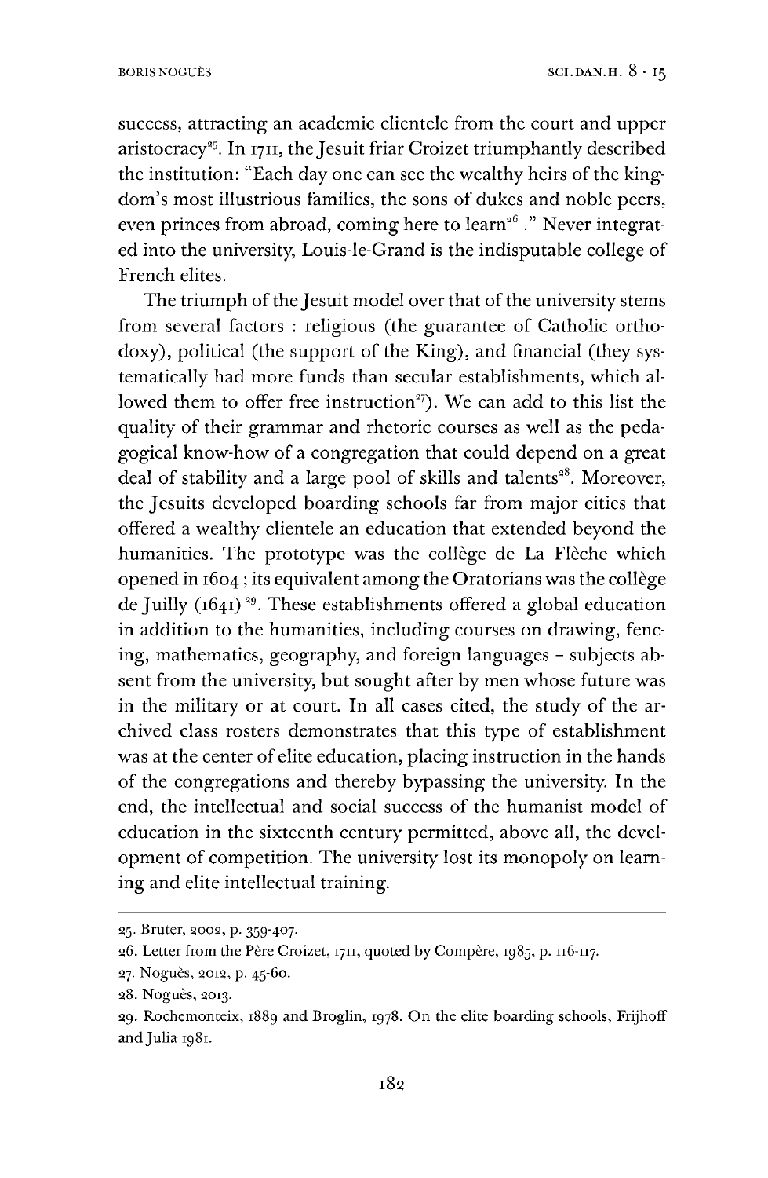success, attracting an academic clientele from the court and upper aristocracy[25]. In 1711, the Jesuit friar Croizet triumphantly described the institution: "Each day one can see the wealthy heirs of the kingdom's most illustrious families, the sons of dukes and noble peers, even princes from abroad, coming here to learn[26] ." Never integrated into the university, Louis-le-Grand is the indisputable college of French elites.

The triumph of the Jesuit model over that of the university stems from several factors : religious (the guarantee of Catholic orthodoxy), political (the support of the King), and financial (they systematically had more funds than secular establishments, which allowed them to offer free instruction[27]). We can add to this list the quality of their grammar and rhetoric courses as well as the pedagogical know-how of a congregation that could depend on a great deal of stability and a large pool of skills and talents[28]. Moreover, the Jesuits developed boarding schools far from major cities that offered a wealthy clientele an education that extended beyond the humanities. The prototype was the collège de La Flèche which opened in 1604 ; its equivalent among the Oratorians was the collège de Juilly (1641) [29]. These establishments offered a global education in addition to the humanities, including courses on drawing, fencing, mathematics, geography, and foreign languages – subjects absent from the university, but sought after by men whose future was in the military or at court. In all cases cited, the study of the archived class rosters demonstrates that this type of establishment was at the center of elite education, placing instruction in the hands of the congregations and thereby bypassing the university. In the end, the intellectual and social success of the humanist model of education in the sixteenth century permitted, above all, the development of competition. The university lost its monopoly on learning and elite intellectual training.

---

25. Bruter, 2002, p. 359-407.

26. Letter from the Père Croizet, 1711, quoted by Compère, 1985, p. 116-117.

27. Noguès, 2012, p. 45-60.

28. Noguès, 2013.

29. Rochemonteix, 1889 and Broglin, 1978. On the elite boarding schools, Frijhoff and Julia 1981.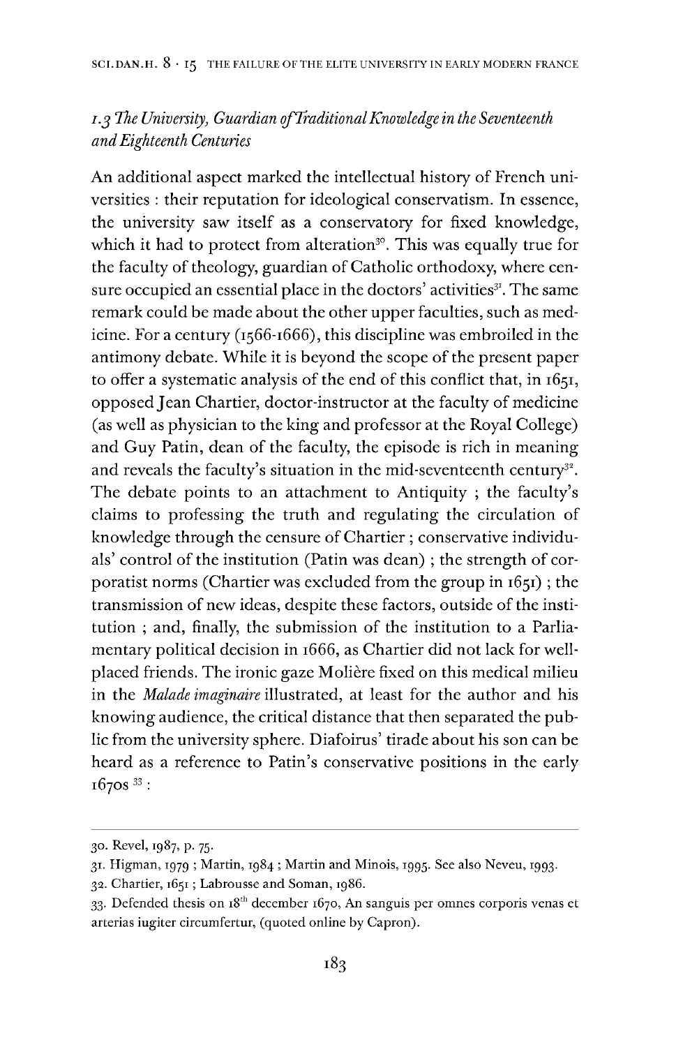## *1.3 The University, Guardian of Traditional Knowledge in the Seventeenth and Eighteenth Centuries*

An additional aspect marked the intellectual history of French universities : their reputation for ideological conservatism. In essence, the university saw itself as a conservatory for fixed knowledge, which it had to protect from alteration[30]. This was equally true for the faculty of theology, guardian of Catholic orthodoxy, where censure occupied an essential place in the doctors' activities[31]. The same remark could be made about the other upper faculties, such as medicine. For a century (1566-1666), this discipline was embroiled in the antimony debate. While it is beyond the scope of the present paper to offer a systematic analysis of the end of this conflict that, in 1651, opposed Jean Chartier, doctor-instructor at the faculty of medicine (as well as physician to the king and professor at the Royal College) and Guy Patin, dean of the faculty, the episode is rich in meaning and reveals the faculty's situation in the mid-seventeenth century[32]. The debate points to an attachment to Antiquity ; the faculty's claims to professing the truth and regulating the circulation of knowledge through the censure of Chartier ; conservative individuals' control of the institution (Patin was dean) ; the strength of corporatist norms (Chartier was excluded from the group in 1651) ; the transmission of new ideas, despite these factors, outside of the institution ; and, finally, the submission of the institution to a Parliamentary political decision in 1666, as Chartier did not lack for well-placed friends. The ironic gaze Molière fixed on this medical milieu in the *Malade imaginaire* illustrated, at least for the author and his knowing audience, the critical distance that then separated the public from the university sphere. Diafoirus' tirade about his son can be heard as a reference to Patin's conservative positions in the early 1670s [33] :

---

30. Revel, 1987, p. 75.

31. Higman, 1979 ; Martin, 1984 ; Martin and Minois, 1995. See also Neveu, 1993.

32. Chartier, 1651 ; Labrousse and Soman, 1986.

33. Defended thesis on 18th december 1670, An sanguis per omnes corporis venas et arterias iugiter circumfertur, (quoted online by Capron).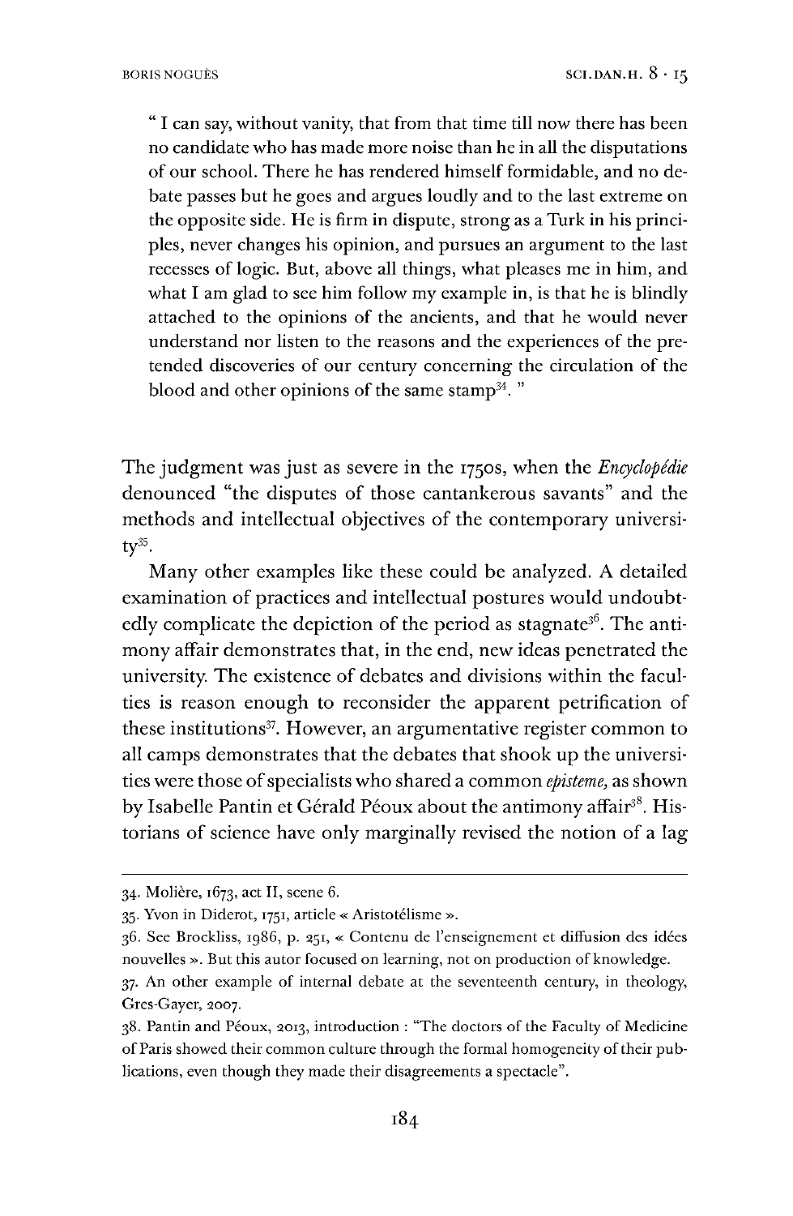> " I can say, without vanity, that from that time till now there has been no candidate who has made more noise than he in all the disputations of our school. There he has rendered himself formidable, and no debate passes but he goes and argues loudly and to the last extreme on the opposite side. He is firm in dispute, strong as a Turk in his principles, never changes his opinion, and pursues an argument to the last recesses of logic. But, above all things, what pleases me in him, and what I am glad to see him follow my example in, is that he is blindly attached to the opinions of the ancients, and that he would never understand nor listen to the reasons and the experiences of the pretended discoveries of our century concerning the circulation of the blood and other opinions of the same stamp[34]. "

The judgment was just as severe in the 1750s, when the *Encyclopédie* denounced "the disputes of those cantankerous savants" and the methods and intellectual objectives of the contemporary university[35].

Many other examples like these could be analyzed. A detailed examination of practices and intellectual postures would undoubtedly complicate the depiction of the period as stagnate[36]. The antimony affair demonstrates that, in the end, new ideas penetrated the university. The existence of debates and divisions within the faculties is reason enough to reconsider the apparent petrification of these institutions[37]. However, an argumentative register common to all camps demonstrates that the debates that shook up the universities were those of specialists who shared a common *episteme*, as shown by Isabelle Pantin et Gérald Péoux about the antimony affair[38]. Historians of science have only marginally revised the notion of a lag

---

34. Molière, 1673, act II, scene 6.

35. Yvon in Diderot, 1751, article « Aristotélisme ».

36. See Brockliss, 1986, p. 251, « Contenu de l'enseignement et diffusion des idées nouvelles ». But this autor focused on learning, not on production of knowledge.

37. An other example of internal debate at the seventeenth century, in theology, Gres-Gayer, 2007.

38. Pantin and Péoux, 2013, introduction : "The doctors of the Faculty of Medicine of Paris showed their common culture through the formal homogeneity of their publications, even though they made their disagreements a spectacle".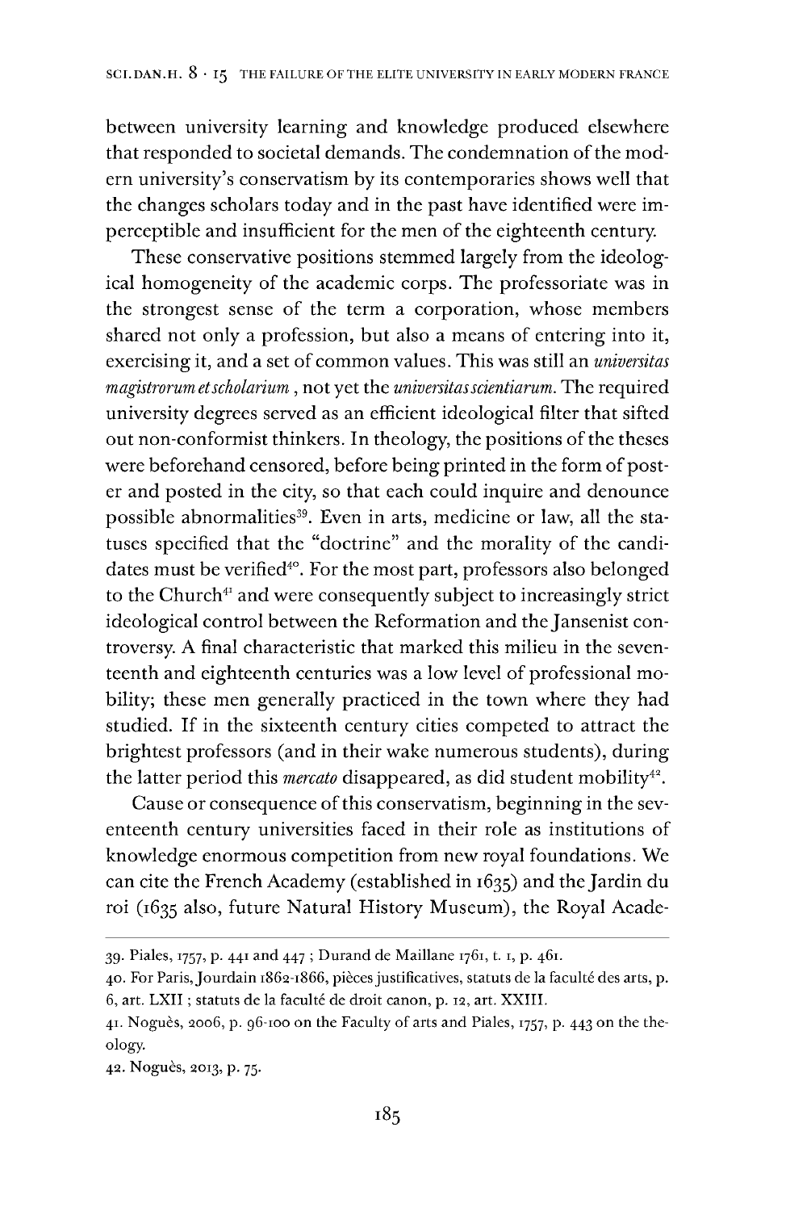between university learning and knowledge produced elsewhere that responded to societal demands. The condemnation of the modern university's conservatism by its contemporaries shows well that the changes scholars today and in the past have identified were imperceptible and insufficient for the men of the eighteenth century.

These conservative positions stemmed largely from the ideological homogeneity of the academic corps. The professoriate was in the strongest sense of the term a corporation, whose members shared not only a profession, but also a means of entering into it, exercising it, and a set of common values. This was still an *universitas magistrorum et scholarium*, not yet the *universitas scientiarum*. The required university degrees served as an efficient ideological filter that sifted out non-conformist thinkers. In theology, the positions of the theses were beforehand censored, before being printed in the form of poster and posted in the city, so that each could inquire and denounce possible abnormalities[39]. Even in arts, medicine or law, all the statuses specified that the "doctrine" and the morality of the candidates must be verified[40]. For the most part, professors also belonged to the Church[41] and were consequently subject to increasingly strict ideological control between the Reformation and the Jansenist controversy. A final characteristic that marked this milieu in the seventeenth and eighteenth centuries was a low level of professional mobility; these men generally practiced in the town where they had studied. If in the sixteenth century cities competed to attract the brightest professors (and in their wake numerous students), during the latter period this *mercato* disappeared, as did student mobility[42].

Cause or consequence of this conservatism, beginning in the seventeenth century universities faced in their role as institutions of knowledge enormous competition from new royal foundations. We can cite the French Academy (established in 1635) and the Jardin du roi (1635 also, future Natural History Museum), the Royal Acade-

39. Piales, 1757, p. 441 and 447 ; Durand de Maillane 1761, t. 1, p. 461.

40. For Paris, Jourdain 1862-1866, pièces justificatives, statuts de la faculté des arts, p. 6, art. LXII ; statuts de la faculté de droit canon, p. 12, art. XXIII.

41. Noguès, 2006, p. 96-100 on the Faculty of arts and Piales, 1757, p. 443 on the theology.

42. Noguès, 2013, p. 75.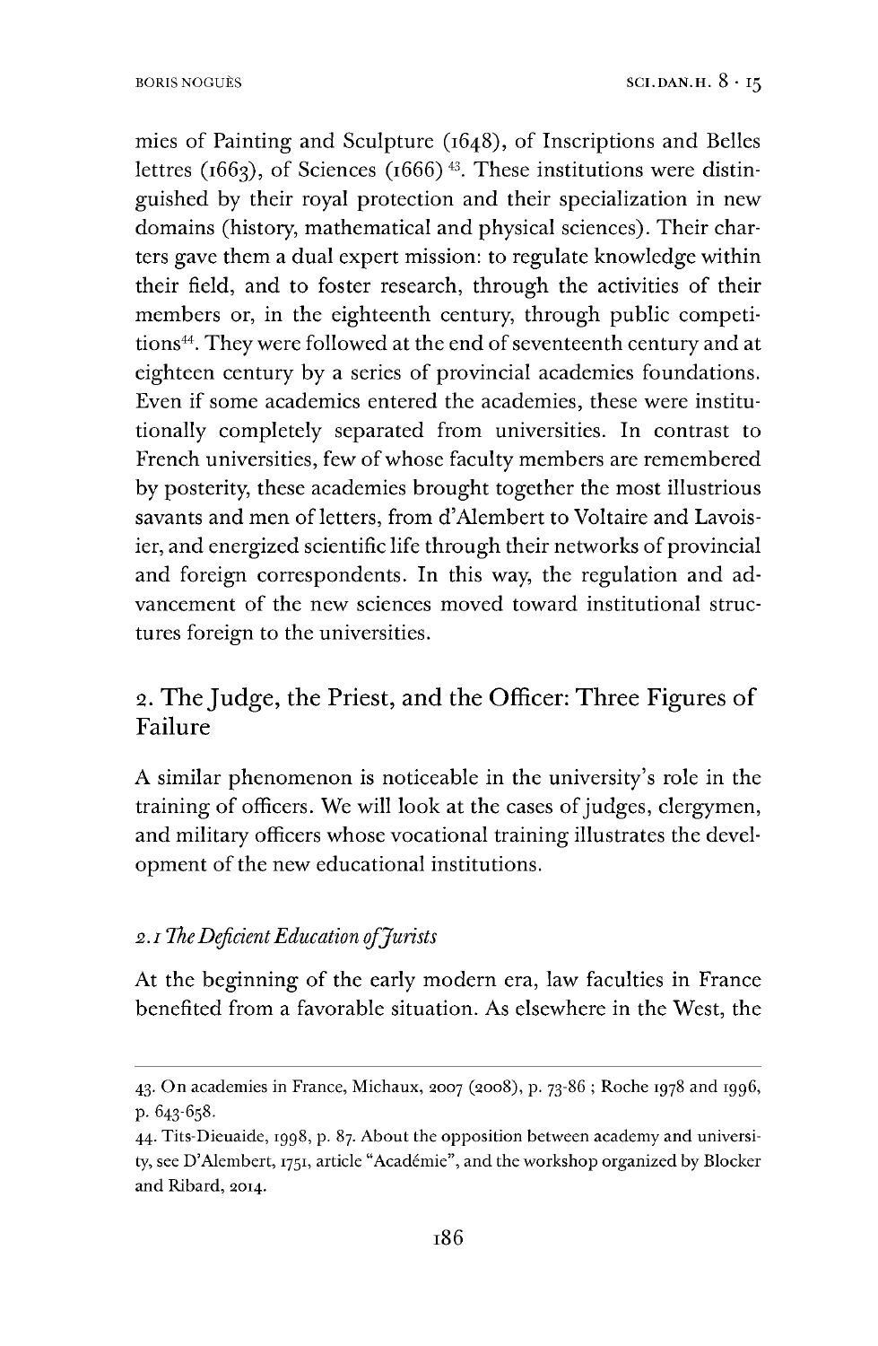mies of Painting and Sculpture (1648), of Inscriptions and Belles lettres (1663), of Sciences (1666) [43]. These institutions were distinguished by their royal protection and their specialization in new domains (history, mathematical and physical sciences). Their charters gave them a dual expert mission: to regulate knowledge within their field, and to foster research, through the activities of their members or, in the eighteenth century, through public competitions[44]. They were followed at the end of seventeenth century and at eighteen century by a series of provincial academies foundations. Even if some academics entered the academies, these were institutionally completely separated from universities. In contrast to French universities, few of whose faculty members are remembered by posterity, these academies brought together the most illustrious savants and men of letters, from d'Alembert to Voltaire and Lavoisier, and energized scientific life through their networks of provincial and foreign correspondents. In this way, the regulation and advancement of the new sciences moved toward institutional structures foreign to the universities.

## 2. The Judge, the Priest, and the Officer: Three Figures of Failure

A similar phenomenon is noticeable in the university's role in the training of officers. We will look at the cases of judges, clergymen, and military officers whose vocational training illustrates the development of the new educational institutions.

### *2.1 The Deficient Education of Jurists*

At the beginning of the early modern era, law faculties in France benefited from a favorable situation. As elsewhere in the West, the

---

43. On academies in France, Michaux, 2007 (2008), p. 73-86 ; Roche 1978 and 1996, p. 643-658.

44. Tits-Dieuaide, 1998, p. 87. About the opposition between academy and university, see D'Alembert, 1751, article "Académie", and the workshop organized by Blocker and Ribard, 2014.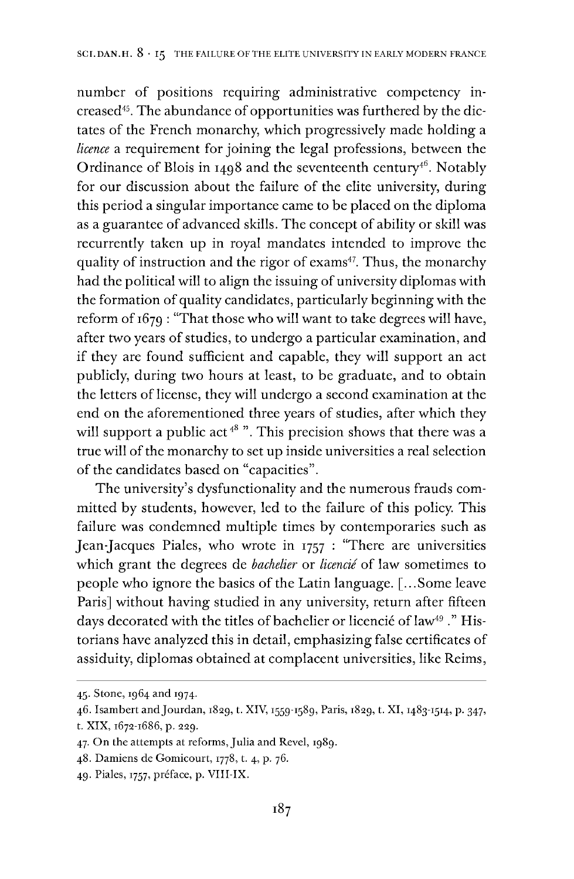number of positions requiring administrative competency increased[45]. The abundance of opportunities was furthered by the dictates of the French monarchy, which progressively made holding a *licence* a requirement for joining the legal professions, between the Ordinance of Blois in 1498 and the seventeenth century[46]. Notably for our discussion about the failure of the elite university, during this period a singular importance came to be placed on the diploma as a guarantee of advanced skills. The concept of ability or skill was recurrently taken up in royal mandates intended to improve the quality of instruction and the rigor of exams[47]. Thus, the monarchy had the political will to align the issuing of university diplomas with the formation of quality candidates, particularly beginning with the reform of 1679 : "That those who will want to take degrees will have, after two years of studies, to undergo a particular examination, and if they are found sufficient and capable, they will support an act publicly, during two hours at least, to be graduate, and to obtain the letters of license, they will undergo a second examination at the end on the aforementioned three years of studies, after which they will support a public act[48] ". This precision shows that there was a true will of the monarchy to set up inside universities a real selection of the candidates based on "capacities".

The university's dysfunctionality and the numerous frauds committed by students, however, led to the failure of this policy. This failure was condemned multiple times by contemporaries such as Jean-Jacques Piales, who wrote in 1757 : "There are universities which grant the degrees de *bachelier* or *licencié* of law sometimes to people who ignore the basics of the Latin language. [...Some leave Paris] without having studied in any university, return after fifteen days decorated with the titles of bachelier or licencié of law[49] ." Historians have analyzed this in detail, emphasizing false certificates of assiduity, diplomas obtained at complacent universities, like Reims,

---

45. Stone, 1964 and 1974.

46. Isambert and Jourdan, 1829, t. XIV, 1559-1589, Paris, 1829, t. XI, 1483-1514, p. 347, t. XIX, 1672-1686, p. 229.

47. On the attempts at reforms, Julia and Revel, 1989.

48. Damiens de Gomicourt, 1778, t. 4, p. 76.

49. Piales, 1757, préface, p. VIII-IX.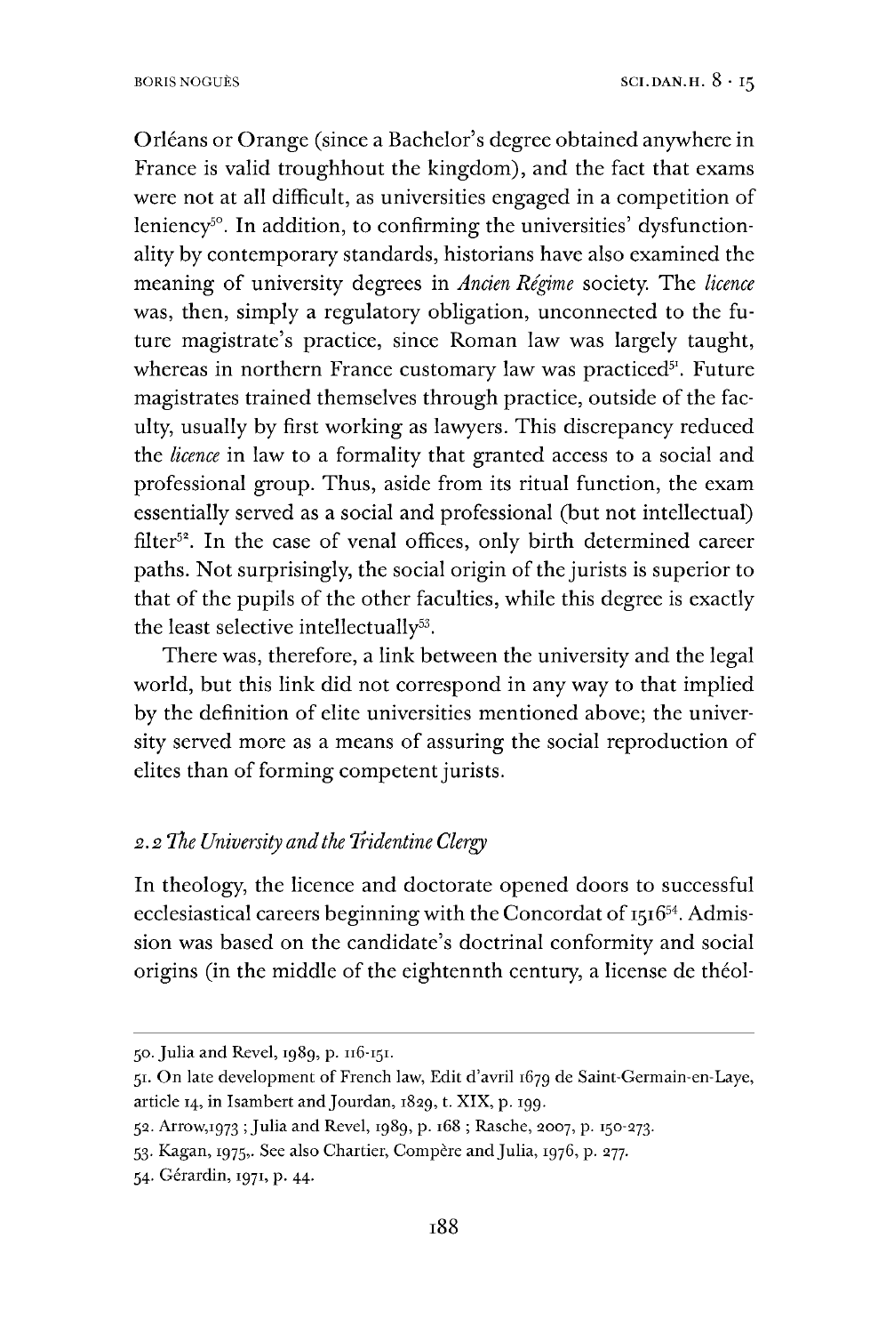Orléans or Orange (since a Bachelor's degree obtained anywhere in France is valid troughhout the kingdom), and the fact that exams were not at all difficult, as universities engaged in a competition of leniency[50]. In addition, to confirming the universities' dysfunctionality by contemporary standards, historians have also examined the meaning of university degrees in *Ancien Régime* society. The *licence* was, then, simply a regulatory obligation, unconnected to the future magistrate's practice, since Roman law was largely taught, whereas in northern France customary law was practiced[51]. Future magistrates trained themselves through practice, outside of the faculty, usually by first working as lawyers. This discrepancy reduced the *licence* in law to a formality that granted access to a social and professional group. Thus, aside from its ritual function, the exam essentially served as a social and professional (but not intellectual) filter[52]. In the case of venal offices, only birth determined career paths. Not surprisingly, the social origin of the jurists is superior to that of the pupils of the other faculties, while this degree is exactly the least selective intellectually[53].

There was, therefore, a link between the university and the legal world, but this link did not correspond in any way to that implied by the definition of elite universities mentioned above; the university served more as a means of assuring the social reproduction of elites than of forming competent jurists.

### 2.2 *The University and the Tridentine Clergy*

In theology, the licence and doctorate opened doors to successful ecclesiastical careers beginning with the Concordat of 1516[54]. Admission was based on the candidate's doctrinal conformity and social origins (in the middle of the eightennth century, a license de théol-

---

50. Julia and Revel, 1989, p. 116-151.

51. On late development of French law, Edit d'avril 1679 de Saint-Germain-en-Laye, article 14, in Isambert and Jourdan, 1829, t. XIX, p. 199.

52. Arrow,1973 ; Julia and Revel, 1989, p. 168 ; Rasche, 2007, p. 150-273.

53. Kagan, 1975,. See also Chartier, Compère and Julia, 1976, p. 277.

54. Gérardin, 1971, p. 44.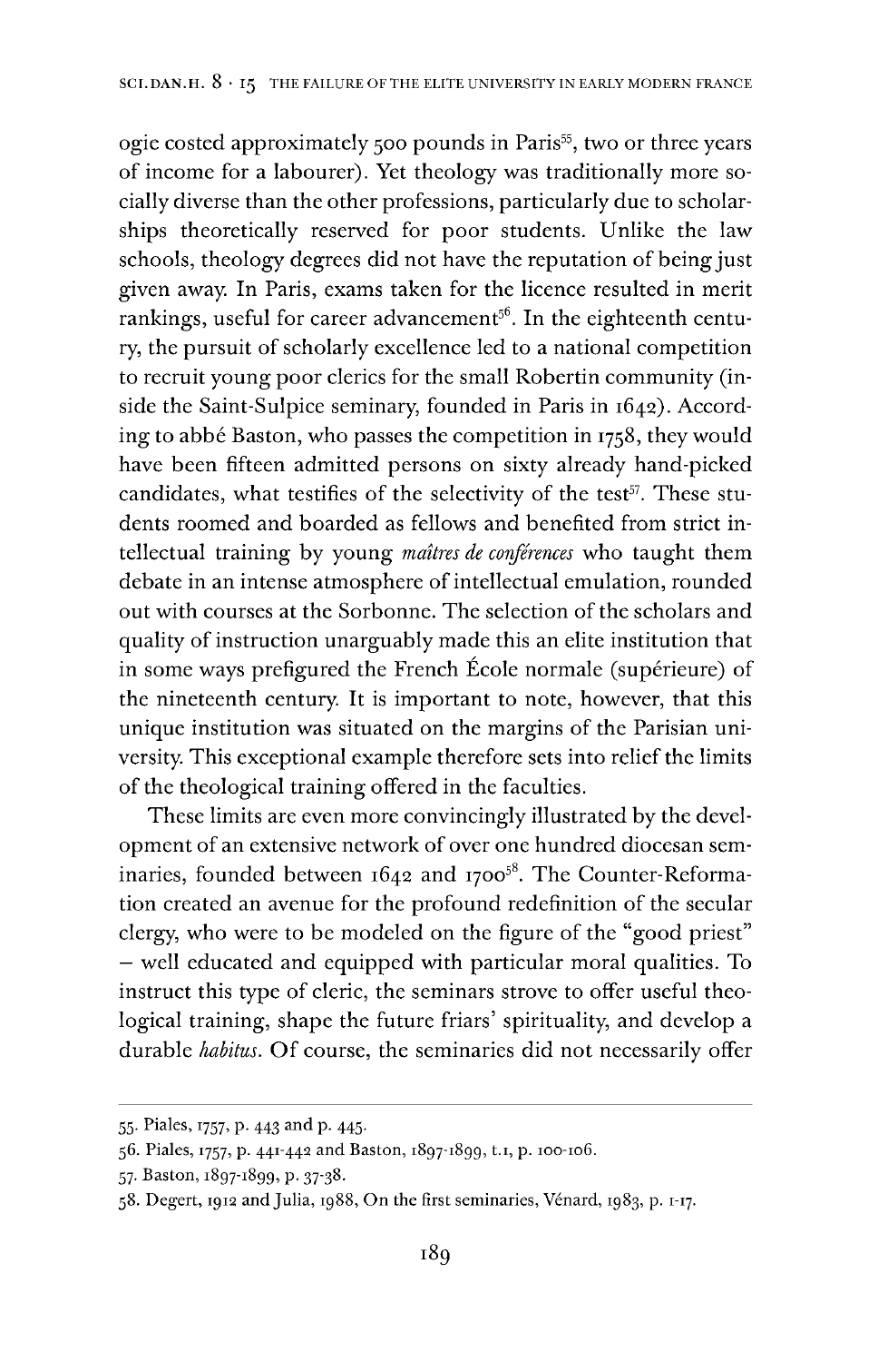ogie costed approximately 500 pounds in Paris[55], two or three years of income for a labourer). Yet theology was traditionally more socially diverse than the other professions, particularly due to scholarships theoretically reserved for poor students. Unlike the law schools, theology degrees did not have the reputation of being just given away. In Paris, exams taken for the licence resulted in merit rankings, useful for career advancement[56]. In the eighteenth century, the pursuit of scholarly excellence led to a national competition to recruit young poor clerics for the small Robertin community (inside the Saint-Sulpice seminary, founded in Paris in 1642). According to abbé Baston, who passes the competition in 1758, they would have been fifteen admitted persons on sixty already hand-picked candidates, what testifies of the selectivity of the test[57]. These students roomed and boarded as fellows and benefited from strict intellectual training by young *maîtres de conférences* who taught them debate in an intense atmosphere of intellectual emulation, rounded out with courses at the Sorbonne. The selection of the scholars and quality of instruction unarguably made this an elite institution that in some ways prefigured the French École normale (supérieure) of the nineteenth century. It is important to note, however, that this unique institution was situated on the margins of the Parisian university. This exceptional example therefore sets into relief the limits of the theological training offered in the faculties.

These limits are even more convincingly illustrated by the development of an extensive network of over one hundred diocesan seminaries, founded between 1642 and 1700[58]. The Counter-Reformation created an avenue for the profound redefinition of the secular clergy, who were to be modeled on the figure of the "good priest" – well educated and equipped with particular moral qualities. To instruct this type of cleric, the seminars strove to offer useful theological training, shape the future friars' spirituality, and develop a durable *habitus*. Of course, the seminaries did not necessarily offer

55. Piales, 1757, p. 443 and p. 445.

56. Piales, 1757, p. 441-442 and Baston, 1897-1899, t.1, p. 100-106.

57. Baston, 1897-1899, p. 37-38.

58. Degert, 1912 and Julia, 1988, On the first seminaries, Vénard, 1983, p. 1-17.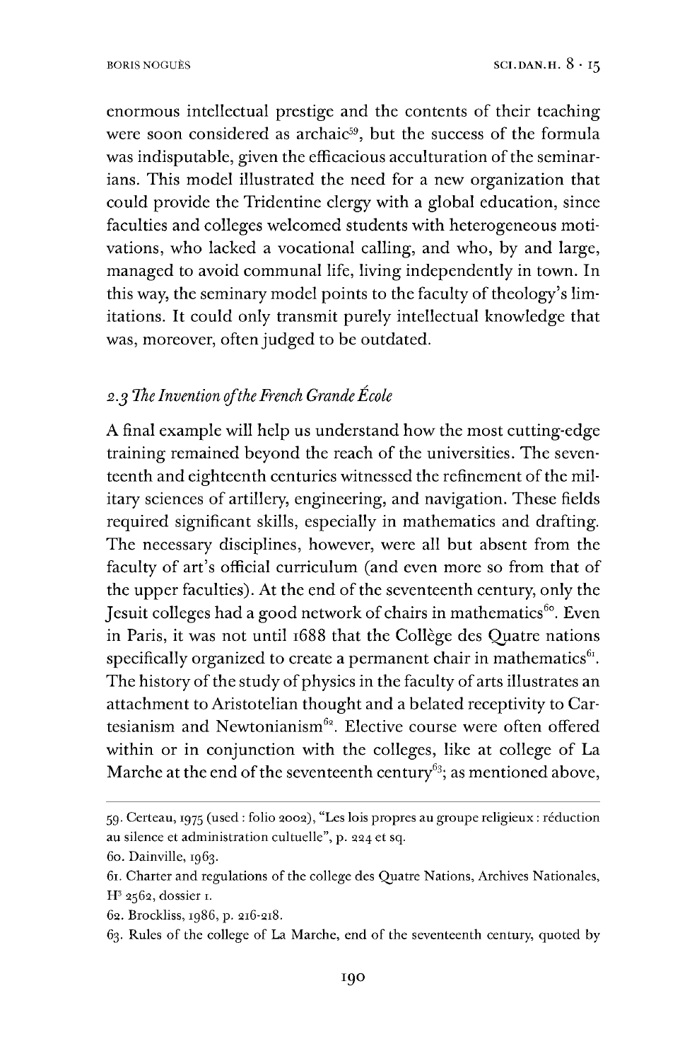enormous intellectual prestige and the contents of their teaching were soon considered as archaic[59], but the success of the formula was indisputable, given the efficacious acculturation of the seminarians. This model illustrated the need for a new organization that could provide the Tridentine clergy with a global education, since faculties and colleges welcomed students with heterogeneous motivations, who lacked a vocational calling, and who, by and large, managed to avoid communal life, living independently in town. In this way, the seminary model points to the faculty of theology's limitations. It could only transmit purely intellectual knowledge that was, moreover, often judged to be outdated.

### *2.3 The Invention of the French Grande École*

A final example will help us understand how the most cutting-edge training remained beyond the reach of the universities. The seventeenth and eighteenth centuries witnessed the refinement of the military sciences of artillery, engineering, and navigation. These fields required significant skills, especially in mathematics and drafting. The necessary disciplines, however, were all but absent from the faculty of art's official curriculum (and even more so from that of the upper faculties). At the end of the seventeenth century, only the Jesuit colleges had a good network of chairs in mathematics[60]. Even in Paris, it was not until 1688 that the Collège des Quatre nations specifically organized to create a permanent chair in mathematics[61]. The history of the study of physics in the faculty of arts illustrates an attachment to Aristotelian thought and a belated receptivity to Cartesianism and Newtonianism[62]. Elective course were often offered within or in conjunction with the colleges, like at college of La Marche at the end of the seventeenth century[63]; as mentioned above,

---

59. Certeau, 1975 (used : folio 2002), "Les lois propres au groupe religieux : réduction au silence et administration cultuelle", p. 224 et sq.

60. Dainville, 1963.

61. Charter and regulations of the college des Quatre Nations, Archives Nationales, $H^3$ 2562, dossier 1.

62. Brockliss, 1986, p. 216-218.

63. Rules of the college of La Marche, end of the seventeenth century, quoted by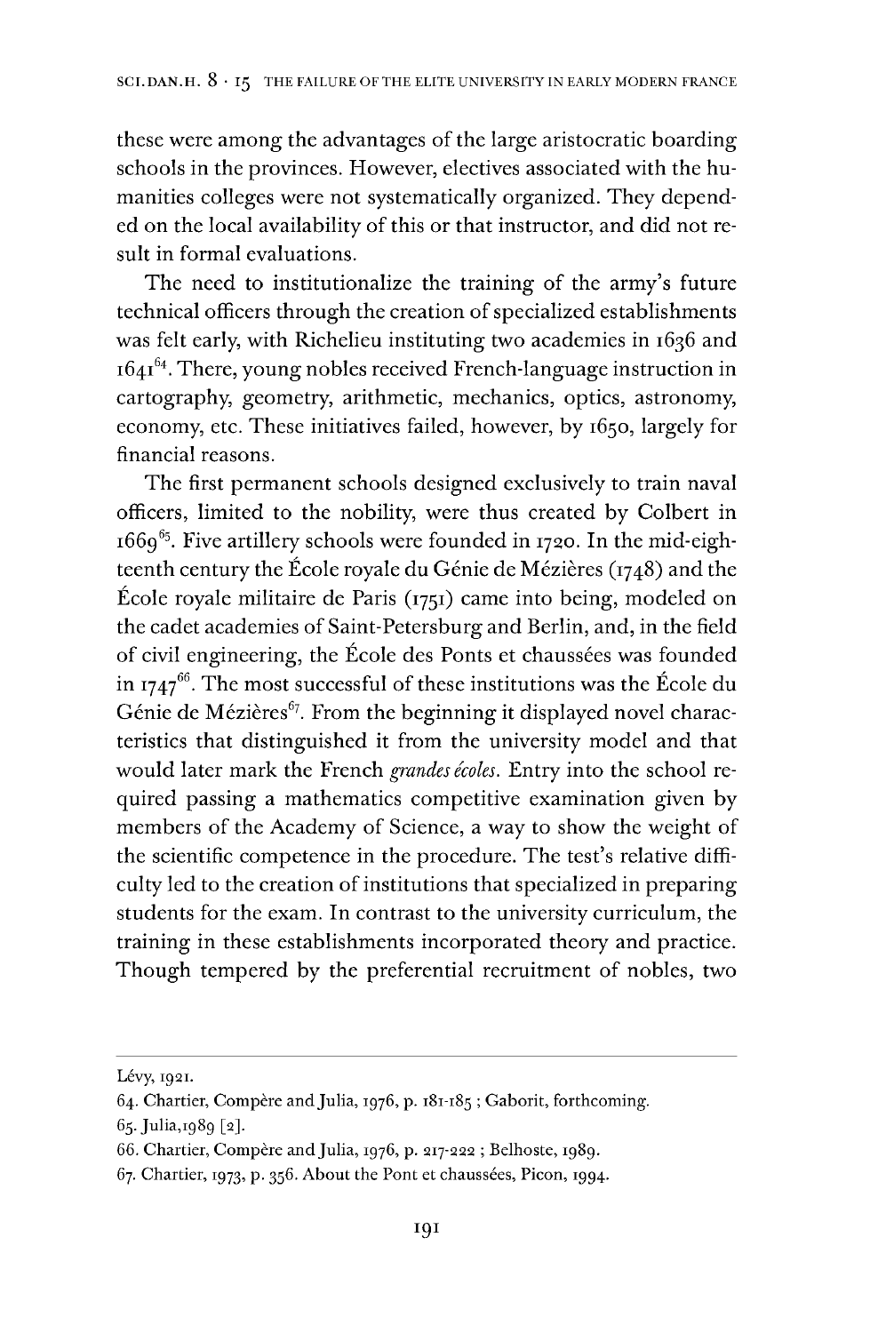these were among the advantages of the large aristocratic boarding schools in the provinces. However, electives associated with the humanities colleges were not systematically organized. They depended on the local availability of this or that instructor, and did not result in formal evaluations.

The need to institutionalize the training of the army's future technical officers through the creation of specialized establishments was felt early, with Richelieu instituting two academies in 1636 and 1641[64]. There, young nobles received French-language instruction in cartography, geometry, arithmetic, mechanics, optics, astronomy, economy, etc. These initiatives failed, however, by 1650, largely for financial reasons.

The first permanent schools designed exclusively to train naval officers, limited to the nobility, were thus created by Colbert in 1669[65]. Five artillery schools were founded in 1720. In the mid-eighteenth century the École royale du Génie de Mézières (1748) and the École royale militaire de Paris (1751) came into being, modeled on the cadet academies of Saint-Petersburg and Berlin, and, in the field of civil engineering, the École des Ponts et chaussées was founded in 1747[66]. The most successful of these institutions was the École du Génie de Mézières[67]. From the beginning it displayed novel characteristics that distinguished it from the university model and that would later mark the French *grandes écoles*. Entry into the school required passing a mathematics competitive examination given by members of the Academy of Science, a way to show the weight of the scientific competence in the procedure. The test's relative difficulty led to the creation of institutions that specialized in preparing students for the exam. In contrast to the university curriculum, the training in these establishments incorporated theory and practice. Though tempered by the preferential recruitment of nobles, two

---

Lévy, 1921.

64. Chartier, Compère and Julia, 1976, p. 181-185 ; Gaborit, forthcoming.

65. Julia, 1989 [2].

66. Chartier, Compère and Julia, 1976, p. 217-222 ; Belhoste, 1989.

67. Chartier, 1973, p. 356. About the Pont et chaussées, Picon, 1994.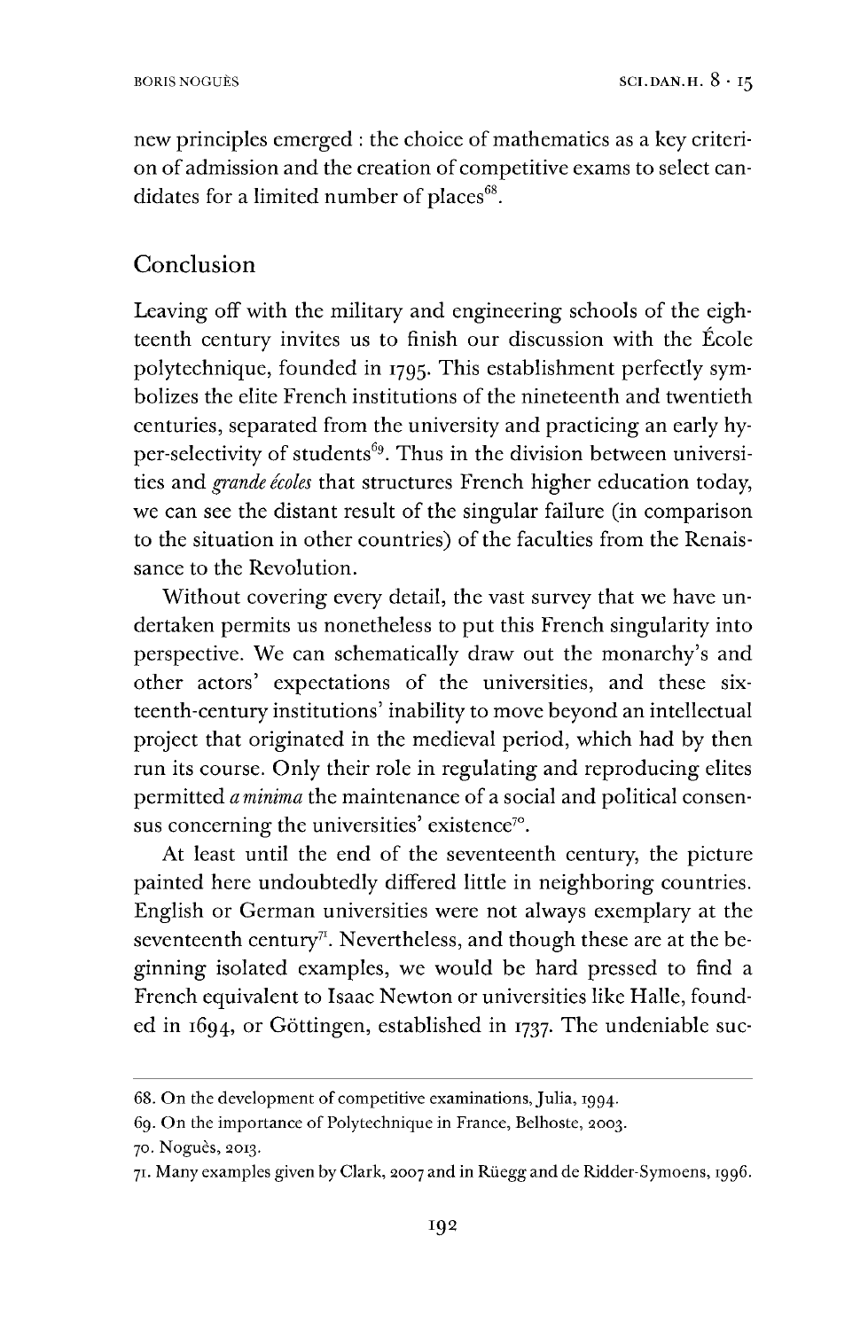new principles emerged : the choice of mathematics as a key criterion of admission and the creation of competitive exams to select candidates for a limited number of places[68].

## Conclusion

Leaving off with the military and engineering schools of the eighteenth century invites us to finish our discussion with the École polytechnique, founded in 1795. This establishment perfectly symbolizes the elite French institutions of the nineteenth and twentieth centuries, separated from the university and practicing an early hyper-selectivity of students[69]. Thus in the division between universities and *grande écoles* that structures French higher education today, we can see the distant result of the singular failure (in comparison to the situation in other countries) of the faculties from the Renaissance to the Revolution.

Without covering every detail, the vast survey that we have undertaken permits us nonetheless to put this French singularity into perspective. We can schematically draw out the monarchy's and other actors' expectations of the universities, and these sixteenth-century institutions' inability to move beyond an intellectual project that originated in the medieval period, which had by then run its course. Only their role in regulating and reproducing elites permitted *a minima* the maintenance of a social and political consensus concerning the universities' existence[70].

At least until the end of the seventeenth century, the picture painted here undoubtedly differed little in neighboring countries. English or German universities were not always exemplary at the seventeenth century[71]. Nevertheless, and though these are at the beginning isolated examples, we would be hard pressed to find a French equivalent to Isaac Newton or universities like Halle, founded in 1694, or Göttingen, established in 1737. The undeniable suc-

---

68. On the development of competitive examinations, Julia, 1994.

69. On the importance of Polytechnique in France, Belhoste, 2003.

70. Noguès, 2013.

71. Many examples given by Clark, 2007 and in Rüegg and de Ridder-Symoens, 1996.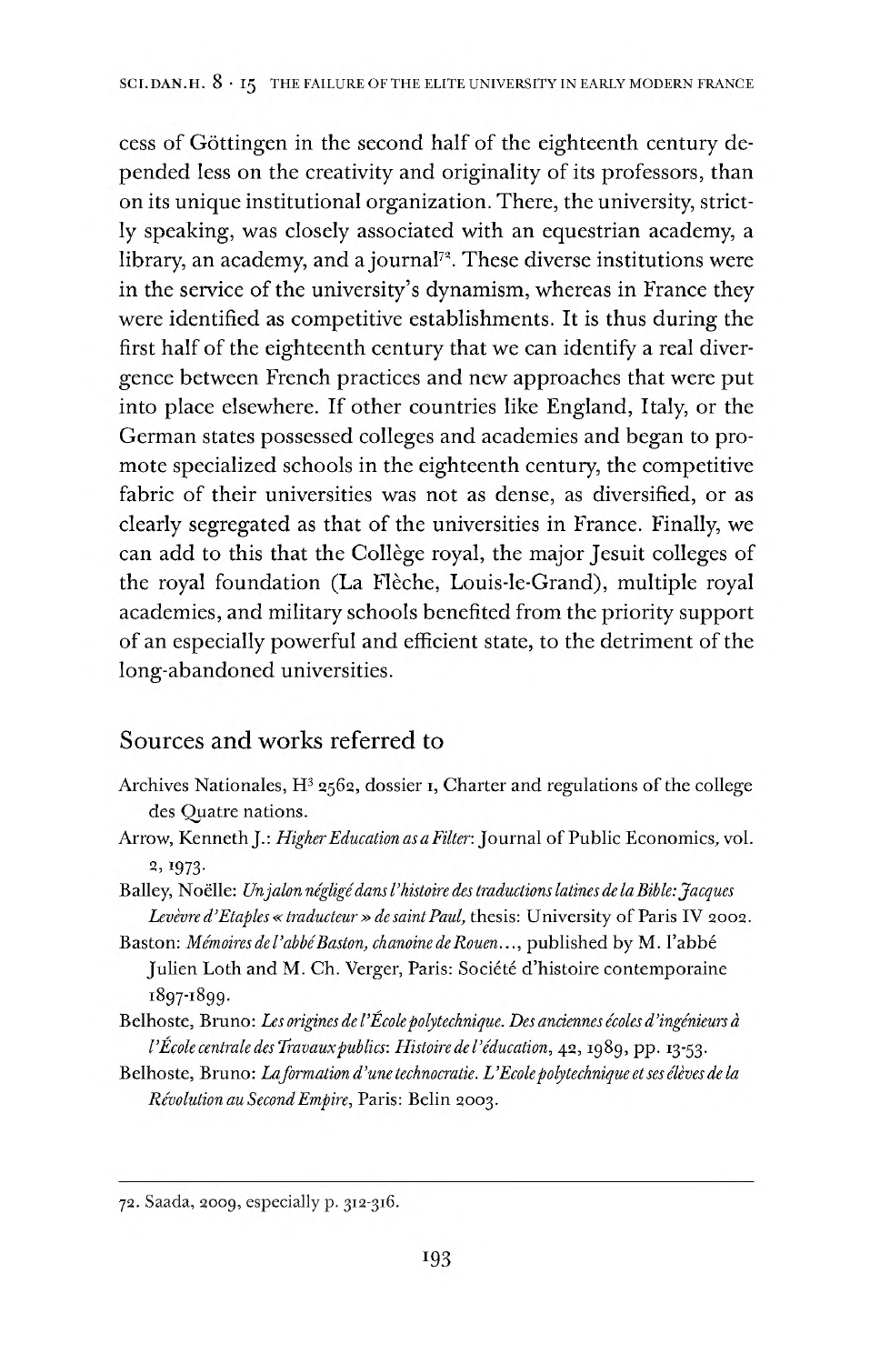cess of Göttingen in the second half of the eighteenth century depended less on the creativity and originality of its professors, than on its unique institutional organization. There, the university, strictly speaking, was closely associated with an equestrian academy, a library, an academy, and a journal[72]. These diverse institutions were in the service of the university's dynamism, whereas in France they were identified as competitive establishments. It is thus during the first half of the eighteenth century that we can identify a real divergence between French practices and new approaches that were put into place elsewhere. If other countries like England, Italy, or the German states possessed colleges and academies and began to promote specialized schools in the eighteenth century, the competitive fabric of their universities was not as dense, as diversified, or as clearly segregated as that of the universities in France. Finally, we can add to this that the Collège royal, the major Jesuit colleges of the royal foundation (La Flèche, Louis-le-Grand), multiple royal academies, and military schools benefited from the priority support of an especially powerful and efficient state, to the detriment of the long-abandoned universities.

## Sources and works referred to

Archives Nationales, H[3] 2562, dossier 1, Charter and regulations of the college des Quatre nations.

Arrow, Kenneth J.: *Higher Education as a Filter*: Journal of Public Economics, vol. 2, 1973.

Balley, Noëlle: *Un jalon négligé dans l'histoire des traductions latines de la Bible: Jacques Levèvre d'Etaples « traducteur » de saint Paul*, thesis: University of Paris IV 2002.

Baston: *Mémoires de l'abbé Baston, chanoine de Rouen...*, published by M. l'abbé Julien Loth and M. Ch. Verger, Paris: Société d'histoire contemporaine 1897-1899.

Belhoste, Bruno: *Les origines de l'École polytechnique. Des anciennes écoles d'ingénieurs à l'École centrale des Travaux publics*: *Histoire de l'éducation*, 42, 1989, pp. 13-53.

Belhoste, Bruno: *La formation d'une technocratie. L'Ecole polytechnique et ses élèves de la Révolution au Second Empire*, Paris: Belin 2003.

---

72. Saada, 2009, especially p. 312-316.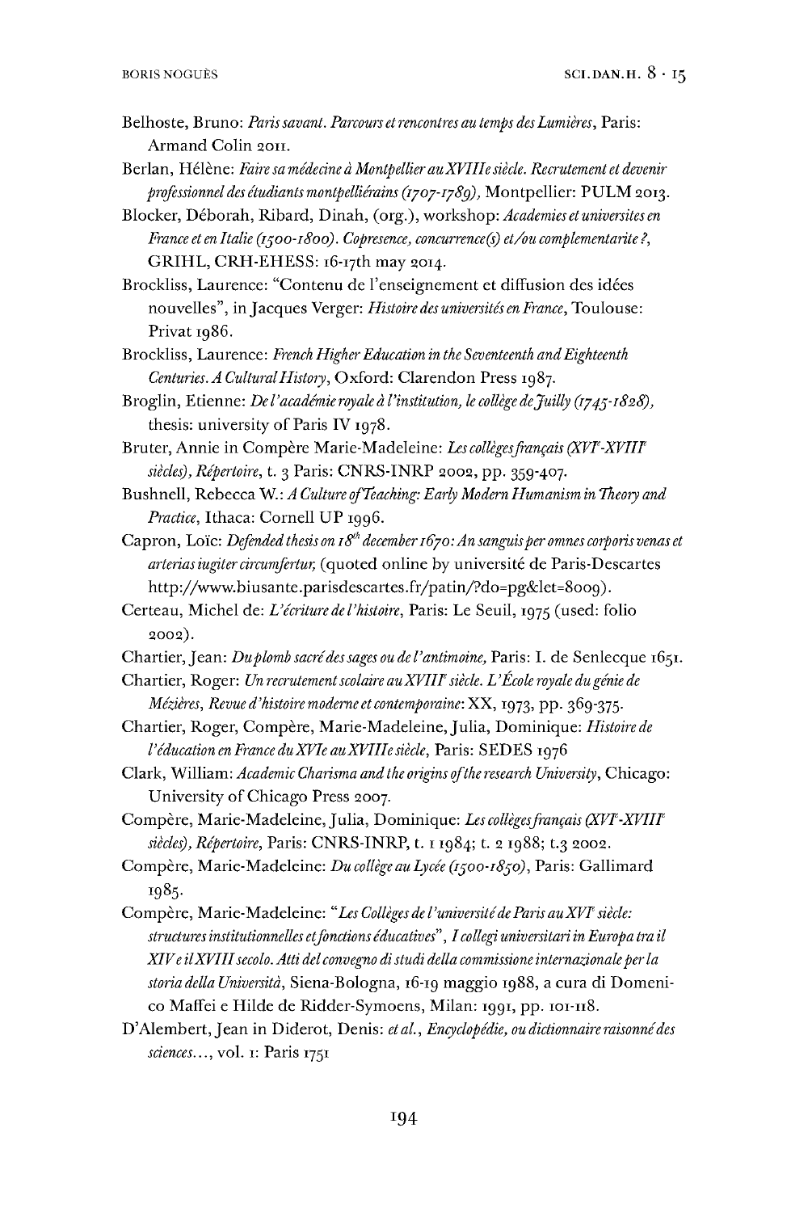Belhoste, Bruno: *Paris savant. Parcours et rencontres au temps des Lumières*, Paris: Armand Colin 2011.

Berlan, Hélène: *Faire sa médecine à Montpellier au XVIIIe siècle. Recrutement et devenir professionnel des étudiants montpelliérains (1707-1789)*, Montpellier: PULM 2013.

Blocker, Déborah, Ribard, Dinah, (org.), workshop: *Academies et universites en France et en Italie (1500-1800). Copresence, concurrence(s) et/ou complementarite ?*, GRIHL, CRH-EHESS: 16-17th may 2014.

Brockliss, Laurence: "Contenu de l'enseignement et diffusion des idées nouvelles", in Jacques Verger: *Histoire des universités en France*, Toulouse: Privat 1986.

Brockliss, Laurence: *French Higher Education in the Seventeenth and Eighteenth Centuries. A Cultural History*, Oxford: Clarendon Press 1987.

Broglin, Etienne: *De l'académie royale à l'institution, le collège de Juilly (1745-1828)*, thesis: university of Paris IV 1978.

Bruter, Annie in Compère Marie-Madeleine: *Les collèges français (XVIe-XVIIIe siècles), Répertoire*, t. 3 Paris: CNRS-INRP 2002, pp. 359-407.

Bushnell, Rebecca W.: *A Culture of Teaching: Early Modern Humanism in Theory and Practice*, Ithaca: Cornell UP 1996.

Capron, Loïc: *Defended thesis on 18th december 1670: An sanguis per omnes corporis venas et arterias iugiter circumfertur,* (quoted online by université de Paris-Descartes http://www.biusante.parisdescartes.fr/patin/?do=pg&let=8009).

Certeau, Michel de: *L'écriture de l'histoire*, Paris: Le Seuil, 1975 (used: folio 2002).

Chartier, Jean: *Du plomb sacré des sages ou de l'antimoine,* Paris: I. de Senlecque 1651.

Chartier, Roger: *Un recrutement scolaire au XVIIIe siècle. L'École royale du génie de Mézières, Revue d'histoire moderne et contemporaine*: XX, 1973, pp. 369-375.

Chartier, Roger, Compère, Marie-Madeleine, Julia, Dominique: *Histoire de l'éducation en France du XVIe au XVIIIe siècle*, Paris: SEDES 1976

Clark, William: *Academic Charisma and the origins of the research University*, Chicago: University of Chicago Press 2007.

Compère, Marie-Madeleine, Julia, Dominique: *Les collèges français (XVIe-XVIIIe siècles), Répertoire*, Paris: CNRS-INRP, t. 1 1984; t. 2 1988; t.3 2002.

Compère, Marie-Madeleine: *Du collège au Lycée (1500-1850)*, Paris: Gallimard 1985.

Compère, Marie-Madeleine: "*Les Collèges de l'université de Paris au XVIe siècle: structures institutionnelles et fonctions éducatives*", *I collegi universitari in Europa tra il XIV e il XVIII secolo. Atti del convegno di studi della commissione internazionale per la storia della Università*, Siena-Bologna, 16-19 maggio 1988, a cura di Domenico Maffei e Hilde de Ridder-Symoens, Milan: 1991, pp. 101-118.

D'Alembert, Jean in Diderot, Denis: *et al.*, *Encyclopédie, ou dictionnaire raisonné des sciences…*, vol. 1: Paris 1751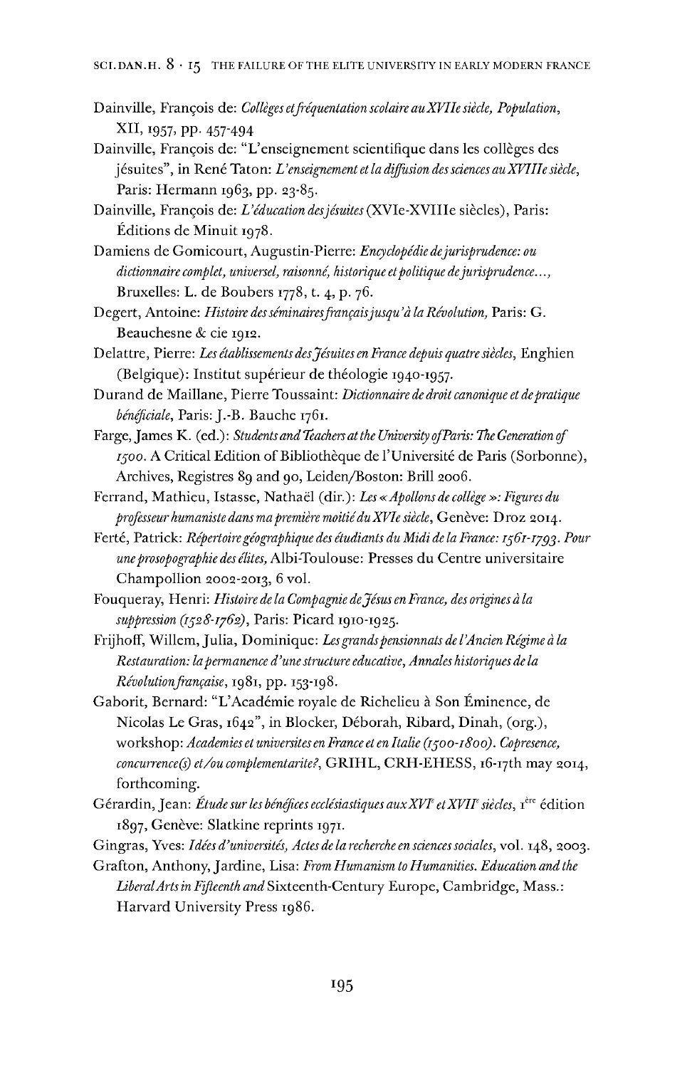Dainville, François de: *Collèges et fréquentation scolaire au XVIIe siècle, Population*, XII, 1957, pp. 457-494

Dainville, François de: "L'enseignement scientifique dans les collèges des jésuites", in René Taton: *L'enseignement et la diffusion des sciences au XVIIIe siècle*, Paris: Hermann 1963, pp. 23-85.

Dainville, François de: *L'éducation des jésuites* (XVIe-XVIIIe siècles), Paris: Éditions de Minuit 1978.

Damiens de Gomicourt, Augustin-Pierre: *Encyclopédie de jurisprudence: ou dictionnaire complet, universel, raisonné, historique et politique de jurisprudence...*, Bruxelles: L. de Boubers 1778, t. 4, p. 76.

Degert, Antoine: *Histoire des séminaires français jusqu'à la Révolution*, Paris: G. Beauchesne & cie 1912.

Delattre, Pierre: *Les établissements des Jésuites en France depuis quatre siècles*, Enghien (Belgique): Institut supérieur de théologie 1940-1957.

Durand de Maillane, Pierre Toussaint: *Dictionnaire de droit canonique et de pratique bénéficiale*, Paris: J.-B. Bauche 1761.

Farge, James K. (ed.): *Students and Teachers at the University of Paris: The Generation of 1500*. A Critical Edition of Bibliothèque de l'Université de Paris (Sorbonne), Archives, Registres 89 and 90, Leiden/Boston: Brill 2006.

Ferrand, Mathieu, Istasse, Nathaël (dir.): *Les « Apollons de collège »: Figures du professeur humaniste dans ma première moitié du XVIe siècle*, Genève: Droz 2014.

Ferté, Patrick: *Répertoire géographique des étudiants du Midi de la France: 1561-1793. Pour une prosopographie des élites*, Albi-Toulouse: Presses du Centre universitaire Champollion 2002-2013, 6 vol.

Fouqueray, Henri: *Histoire de la Compagnie de Jésus en France, des origines à la suppression (1528-1762)*, Paris: Picard 1910-1925.

Frijhoff, Willem, Julia, Dominique: *Les grands pensionnats de l'Ancien Régime à la Restauration: la permanence d'une structure educative, Annales historiques de la Révolution française*, 1981, pp. 153-198.

Gaborit, Bernard: "L'Académie royale de Richelieu à Son Éminence, de Nicolas Le Gras, 1642", in Blocker, Déborah, Ribard, Dinah, (org.), workshop: *Academies et universites en France et en Italie (1500-1800). Copresence, concurrence(s) et/ou complementarite?*, GRIHL, CRH-EHESS, 16-17th may 2014, forthcoming.

Gérardin, Jean: *Étude sur les bénéfices ecclésiastiques aux XVI^e et XVII^e siècles*, 1ère édition 1897, Genève: Slatkine reprints 1971.

Gingras, Yves: *Idées d'universités, Actes de la recherche en sciences sociales*, vol. 148, 2003.

Grafton, Anthony, Jardine, Lisa: *From Humanism to Humanities. Education and the Liberal Arts in Fifteenth and* Sixteenth-Century Europe, Cambridge, Mass.: Harvard University Press 1986.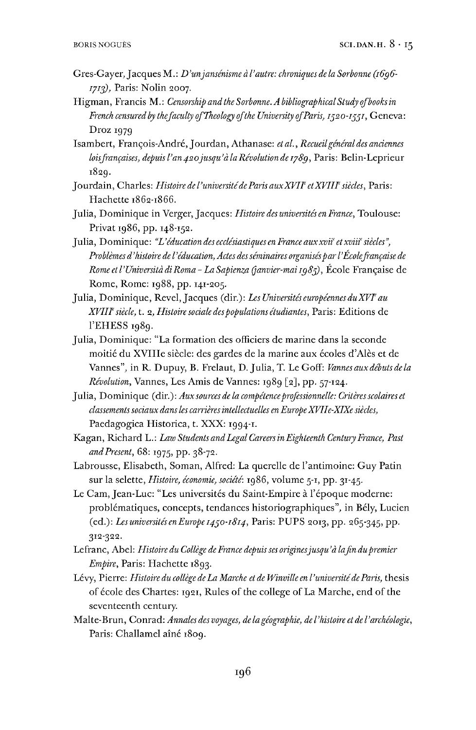Gres-Gayer, Jacques M.: *D'un jansénisme à l'autre: chroniques de la Sorbonne (1696-1713)*, Paris: Nolin 2007.

Higman, Francis M.: *Censorship and the Sorbonne. A bibliographical Study of books in French censured by the faculty of Theology of the University of Paris, 1520-1551*, Geneva: Droz 1979

Isambert, François-André, Jourdan, Athanase: *et al.*, *Recueil général des anciennes lois françaises, depuis l'an 420 jusqu'à la Révolution de 1789*, Paris: Belin-Leprieur 1829.

Jourdain, Charles: *Histoire de l'université de Paris aux XVII$^{e}$ et XVIII$^{e}$ siècles*, Paris: Hachette 1862-1866.

Julia, Dominique in Verger, Jacques: *Histoire des universités en France*, Toulouse: Privat 1986, pp. 148-152.

Julia, Dominique: *"L'éducation des ecclésiastiques en France aux xvii$^{e}$ et xviii$^{e}$ siècles", Problèmes d'histoire de l'éducation, Actes des séminaires organisés par l'École française de Rome et l'Università di Roma – La Sapienza (janvier-mai 1985)*, École Française de Rome, Rome: 1988, pp. 141-205.

Julia, Dominique, Revel, Jacques (dir.): *Les Universités européennes du XVI$^{e}$ au XVIII$^{e}$ siècle*, t. 2, *Histoire sociale des populations étudiantes*, Paris: Editions de l'EHESS 1989.

Julia, Dominique: "La formation des officiers de marine dans la seconde moitié du XVIIIe siècle: des gardes de la marine aux écoles d'Alès et de Vannes", in R. Dupuy, B. Frelaut, D. Julia, T. Le Goff: *Vannes aux débuts de la Révolution*, Vannes, Les Amis de Vannes: 1989 [2], pp. 57-124.

Julia, Dominique (dir.): *Aux sources de la compétence professionnelle: Critères scolaires et classements sociaux dans les carrières intellectuelles en Europe XVIIe-XIXe siècles*, Paedagogica Historica, t. XXX: 1994-1.

Kagan, Richard L.: *Law Students and Legal Careers in Eighteenth Century France, Past and Present*, 68: 1975, pp. 38-72.

Labrousse, Elisabeth, Soman, Alfred: La querelle de l'antimoine: Guy Patin sur la selette, *Histoire, économie, société*: 1986, volume 5-1, pp. 31-45.

Le Cam, Jean-Luc: "Les universités du Saint-Empire à l'époque moderne: problématiques, concepts, tendances historiographiques", in Bély, Lucien (ed.): *Les universités en Europe 1450-1814*, Paris: PUPS 2013, pp. 265-345, pp. 312-322.

Lefranc, Abel: *Histoire du Collège de France depuis ses origines jusqu'à la fin du premier Empire*, Paris: Hachette 1893.

Lévy, Pierre: *Histoire du collège de La Marche et de Winville en l'université de Paris*, thesis of école des Chartes: 1921, Rules of the college of La Marche, end of the seventeenth century.

Malte-Brun, Conrad: *Annales des voyages, de la géographie, de l'histoire et de l'archéologie*, Paris: Challamel aîné 1809.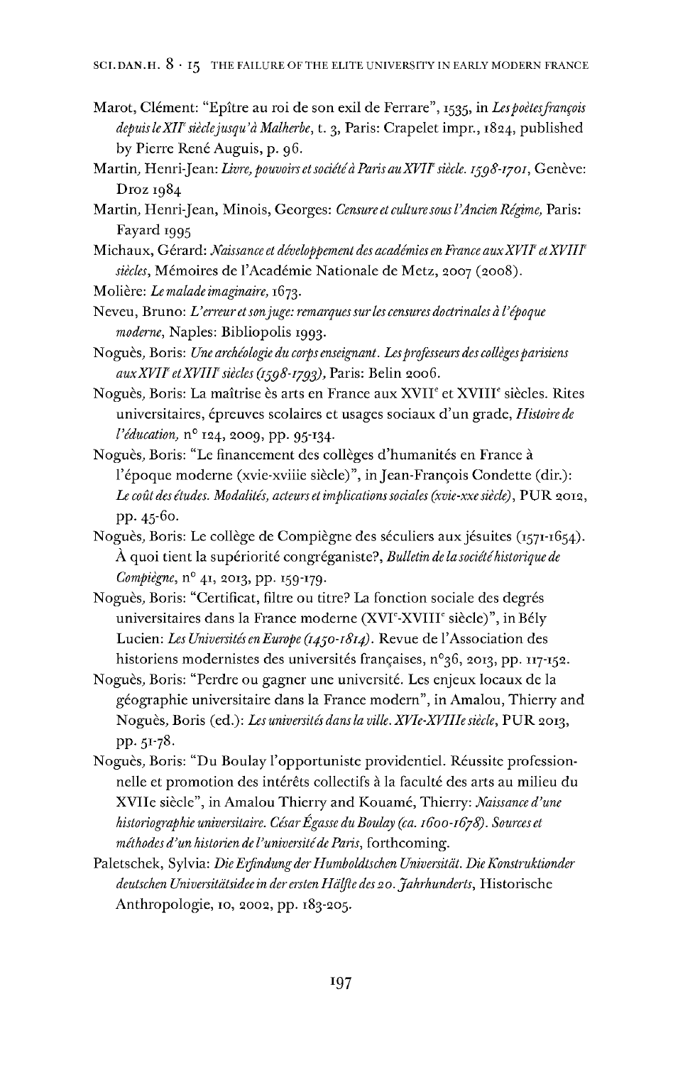Marot, Clément: "Epître au roi de son exil de Ferrare", 1535, in *Les poètes françois depuis le XII^e siècle jusqu'à Malherbe*, t. 3, Paris: Crapelet impr., 1824, published by Pierre René Auguis, p. 96.

Martin, Henri-Jean: *Livre, pouvoirs et société à Paris au XVII^e siècle. 1598-1701*, Genève: Droz 1984

Martin, Henri-Jean, Minois, Georges: *Censure et culture sous l'Ancien Régime*, Paris: Fayard 1995

Michaux, Gérard: *Naissance et développement des académies en France aux XVII^e et XVIII^e siècles*, Mémoires de l'Académie Nationale de Metz, 2007 (2008).

Molière: *Le malade imaginaire*, 1673.

Neveu, Bruno: *L'erreur et son juge: remarques sur les censures doctrinales à l'époque moderne*, Naples: Bibliopolis 1993.

Noguès, Boris: *Une archéologie du corps enseignant. Les professeurs des collèges parisiens aux XVII^e et XVIII^e siècles (1598-1793)*, Paris: Belin 2006.

Noguès, Boris: La maîtrise ès arts en France aux XVII^e et XVIII^e siècles. Rites universitaires, épreuves scolaires et usages sociaux d'un grade, *Histoire de l'éducation*, n° 124, 2009, pp. 95-134.

Noguès, Boris: "Le financement des collèges d'humanités en France à l'époque moderne (xvie-xviiie siècle)", in Jean-François Condette (dir.): *Le coût des études. Modalités, acteurs et implications sociales (xvie-xxe siècle)*, PUR 2012, pp. 45-60.

Noguès, Boris: Le collège de Compiègne des séculiers aux jésuites (1571-1654). À quoi tient la supériorité congréganiste?, *Bulletin de la société historique de Compiègne*, n° 41, 2013, pp. 159-179.

Noguès, Boris: "Certificat, filtre ou titre? La fonction sociale des degrés universitaires dans la France moderne (XVI^e-XVIII^e siècle)", in Bély Lucien: *Les Universités en Europe (1450-1814)*. Revue de l'Association des historiens modernistes des universités françaises, n°36, 2013, pp. 117-152.

Noguès, Boris: "Perdre ou gagner une université. Les enjeux locaux de la géographie universitaire dans la France modern", in Amalou, Thierry and Noguès, Boris (ed.): *Les universités dans la ville. XVIe-XVIIIe siècle*, PUR 2013, pp. 51-78.

Noguès, Boris: "Du Boulay l'opportuniste providentiel. Réussite professionnelle et promotion des intérêts collectifs à la faculté des arts au milieu du XVIIe siècle", in Amalou Thierry and Kouamé, Thierry: *Naissance d'une historiographie universitaire. César Égasse du Boulay (ca. 1600-1678). Sources et méthodes d'un historien de l'université de Paris*, forthcoming.

Paletschek, Sylvia: *Die Erfindung der Humboldtschen Universität. Die Konstruktionder deutschen Universitätsidee in der ersten Hälfte des 20. Jahrhunderts*, Historische Anthropologie, 10, 2002, pp. 183-205.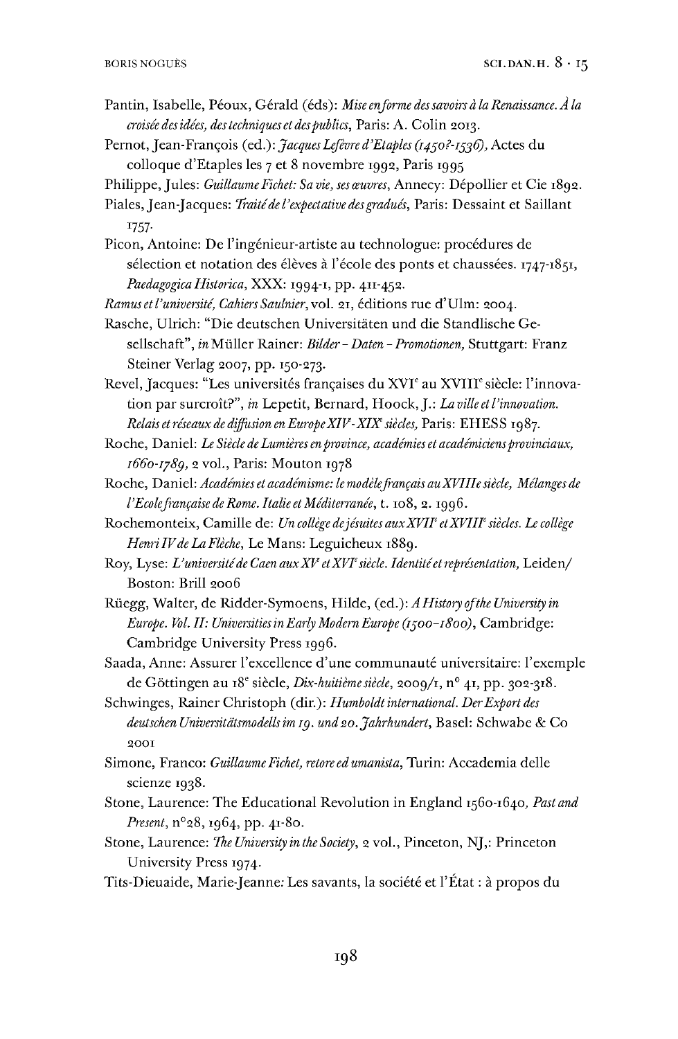Pantin, Isabelle, Péoux, Gérald (éds): *Mise en forme des savoirs à la Renaissance. À la croisée des idées, des techniques et des publics*, Paris: A. Colin 2013.

Pernot, Jean-François (ed.): *Jacques Lefèvre d'Etaples (1450?-1536)*, Actes du colloque d'Etaples les 7 et 8 novembre 1992, Paris 1995

Philippe, Jules: *Guillaume Fichet: Sa vie, ses œuvres*, Annecy: Dépollier et Cie 1892.

Piales, Jean-Jacques: *Traité de l'expectative des gradués*, Paris: Dessaint et Saillant 1757.

Picon, Antoine: De l'ingénieur-artiste au technologue: procédures de sélection et notation des élèves à l'école des ponts et chaussées. 1747-1851, *Paedagogica Historica*, XXX: 1994-1, pp. 411-452.

*Ramus et l'université, Cahiers Saulnier*, vol. 21, éditions rue d'Ulm: 2004.

Rasche, Ulrich: "Die deutschen Universitäten und die Standlische Gesellschaft", *in* Müller Rainer: *Bilder – Daten – Promotionen*, Stuttgart: Franz Steiner Verlag 2007, pp. 150-273.

Revel, Jacques: "Les universités françaises du XVI^e au XVIII^e siècle: l'innovation par surcroît?", *in* Lepetit, Bernard, Hoock, J.: *La ville et l'innovation. Relais et réseaux de diffusion en Europe XIV-XIX^e siècles*, Paris: EHESS 1987.

Roche, Daniel: *Le Siècle de Lumières en province, académies et académiciens provinciaux, 1660-1789*, 2 vol., Paris: Mouton 1978

Roche, Daniel: *Académies et académisme: le modèle français au XVIIIe siècle, Mélanges de l'Ecole française de Rome. Italie et Méditerranée*, t. 108, 2. 1996.

Rochemonteix, Camille de: *Un collège de jésuites aux XVII^e et XVIII^e siècles. Le collège Henri IV de La Flèche*, Le Mans: Leguicheux 1889.

Roy, Lyse: *L'université de Caen aux XV^e et XVI^e siècle. Identité et représentation*, Leiden/Boston: Brill 2006

Rüegg, Walter, de Ridder-Symoens, Hilde, (ed.): *A History of the University in Europe. Vol. II: Universities in Early Modern Europe (1500–1800)*, Cambridge: Cambridge University Press 1996.

Saada, Anne: Assurer l'excellence d'une communauté universitaire: l'exemple de Göttingen au 18^e siècle, *Dix-huitième siècle*, 2009/1, n° 41, pp. 302-318.

Schwinges, Rainer Christoph (dir.): *Humboldt international. Der Export des deutschen Universitätsmodells im 19. und 20. Jahrhundert*, Basel: Schwabe & Co 2001

Simone, Franco: *Guillaume Fichet, retore ed umanista*, Turin: Accademia delle scienze 1938.

Stone, Laurence: The Educational Revolution in England 1560-1640, *Past and Present*, n°28, 1964, pp. 41-80.

Stone, Laurence: *The University in the Society*, 2 vol., Pinceton, NJ,: Princeton University Press 1974.

Tits-Dieuaide, Marie-Jeanne: Les savants, la société et l'État : à propos du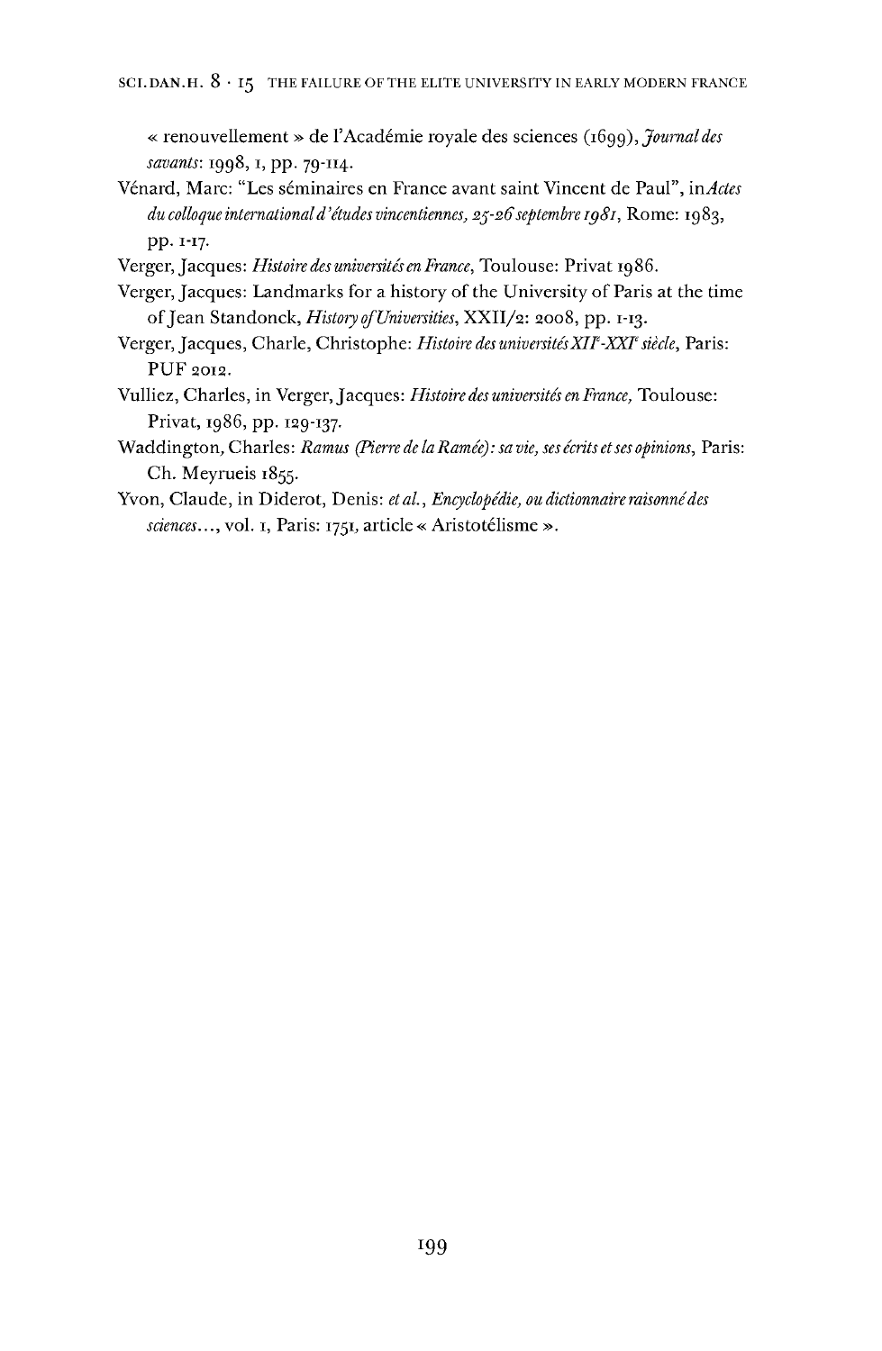« renouvellement » de l'Académie royale des sciences (1699), *Journal des savants*: 1998, 1, pp. 79-114.

Vénard, Marc: "Les séminaires en France avant saint Vincent de Paul", in *Actes du colloque international d'études vincentiennes, 25-26 septembre 1981*, Rome: 1983, pp. 1-17.

Verger, Jacques: *Histoire des universités en France*, Toulouse: Privat 1986.

Verger, Jacques: Landmarks for a history of the University of Paris at the time of Jean Standonck, *History of Universities*, XXII/2: 2008, pp. 1-13.

Verger, Jacques, Charle, Christophe: *Histoire des universités XII^e-XXI^e siècle*, Paris: PUF 2012.

Vulliez, Charles, in Verger, Jacques: *Histoire des universités en France,* Toulouse: Privat, 1986, pp. 129-137.

Waddington, Charles: *Ramus (Pierre de la Ramée): sa vie, ses écrits et ses opinions*, Paris: Ch. Meyrueis 1855.

Yvon, Claude, in Diderot, Denis: *et al.*, *Encyclopédie, ou dictionnaire raisonné des sciences…*, vol. 1, Paris: 1751, article « Aristotélisme ».